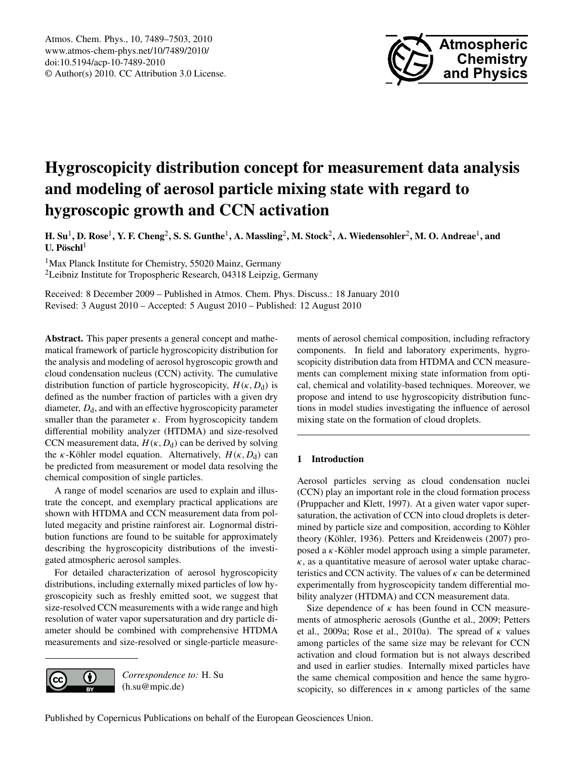# Hygroscopicity distribution concept for measurement data analysis and modeling of aerosol particle mixing state with regard to hygroscopic growth and CCN activation

**H. Su[1], D. Rose[1], Y. F. Cheng[2], S. S. Gunthe[1], A. Massling[2], M. Stock[2], A. Wiedensohler[2], M. O. Andreae[1], and U. Pöschl[1]**

[1]Max Planck Institute for Chemistry, 55020 Mainz, Germany

[2]Leibniz Institute for Tropospheric Research, 04318 Leipzig, Germany

Received: 8 December 2009 – Published in Atmos. Chem. Phys. Discuss.: 18 January 2010
Revised: 3 August 2010 – Accepted: 5 August 2010 – Published: 12 August 2010

**Abstract.** This paper presents a general concept and mathematical framework of particle hygroscopicity distribution for the analysis and modeling of aerosol hygroscopic growth and cloud condensation nucleus (CCN) activity. The cumulative distribution function of particle hygroscopicity, $H(\kappa, D_d)$ is defined as the number fraction of particles with a given dry diameter, $D_d$, and with an effective hygroscopicity parameter smaller than the parameter $\kappa$. From hygroscopicity tandem differential mobility analyzer (HTDMA) and size-resolved CCN measurement data, $H(\kappa, D_d)$ can be derived by solving the $\kappa$-Köhler model equation. Alternatively, $H(\kappa, D_d)$ can be predicted from measurement or model data resolving the chemical composition of single particles.

A range of model scenarios are used to explain and illustrate the concept, and exemplary practical applications are shown with HTDMA and CCN measurement data from polluted megacity and pristine rainforest air. Lognormal distribution functions are found to be suitable for approximately describing the hygroscopicity distributions of the investigated atmospheric aerosol samples.

For detailed characterization of aerosol hygroscopicity distributions, including externally mixed particles of low hygroscopicity such as freshly emitted soot, we suggest that size-resolved CCN measurements with a wide range and high resolution of water vapor supersaturation and dry particle diameter should be combined with comprehensive HTDMA measurements and size-resolved or single-particle measurements of aerosol chemical composition, including refractory components. In field and laboratory experiments, hygroscopicity distribution data from HTDMA and CCN measurements can complement mixing state information from optical, chemical and volatility-based techniques. Moreover, we propose and intend to use hygroscopicity distribution functions in model studies investigating the influence of aerosol mixing state on the formation of cloud droplets.

*Correspondence to:* H. Su (h.su@mpic.de)

## 1 Introduction

Aerosol particles serving as cloud condensation nuclei (CCN) play an important role in the cloud formation process (Pruppacher and Klett, 1997). At a given water vapor supersaturation, the activation of CCN into cloud droplets is determined by particle size and composition, according to Köhler theory (Köhler, 1936). Petters and Kreidenweis (2007) proposed a $\kappa$-Köhler model approach using a simple parameter, $\kappa$, as a quantitative measure of aerosol water uptake characteristics and CCN activity. The values of $\kappa$ can be determined experimentally from hygroscopicity tandem differential mobility analyzer (HTDMA) and CCN measurement data.

Size dependence of $\kappa$ has been found in CCN measurements of atmospheric aerosols (Gunthe et al., 2009; Petters et al., 2009a; Rose et al., 2010a). The spread of $\kappa$ values among particles of the same size may be relevant for CCN activation and cloud formation but is not always described and used in earlier studies. Internally mixed particles have the same chemical composition and hence the same hygroscopicity, so differences in $\kappa$ among particles of the same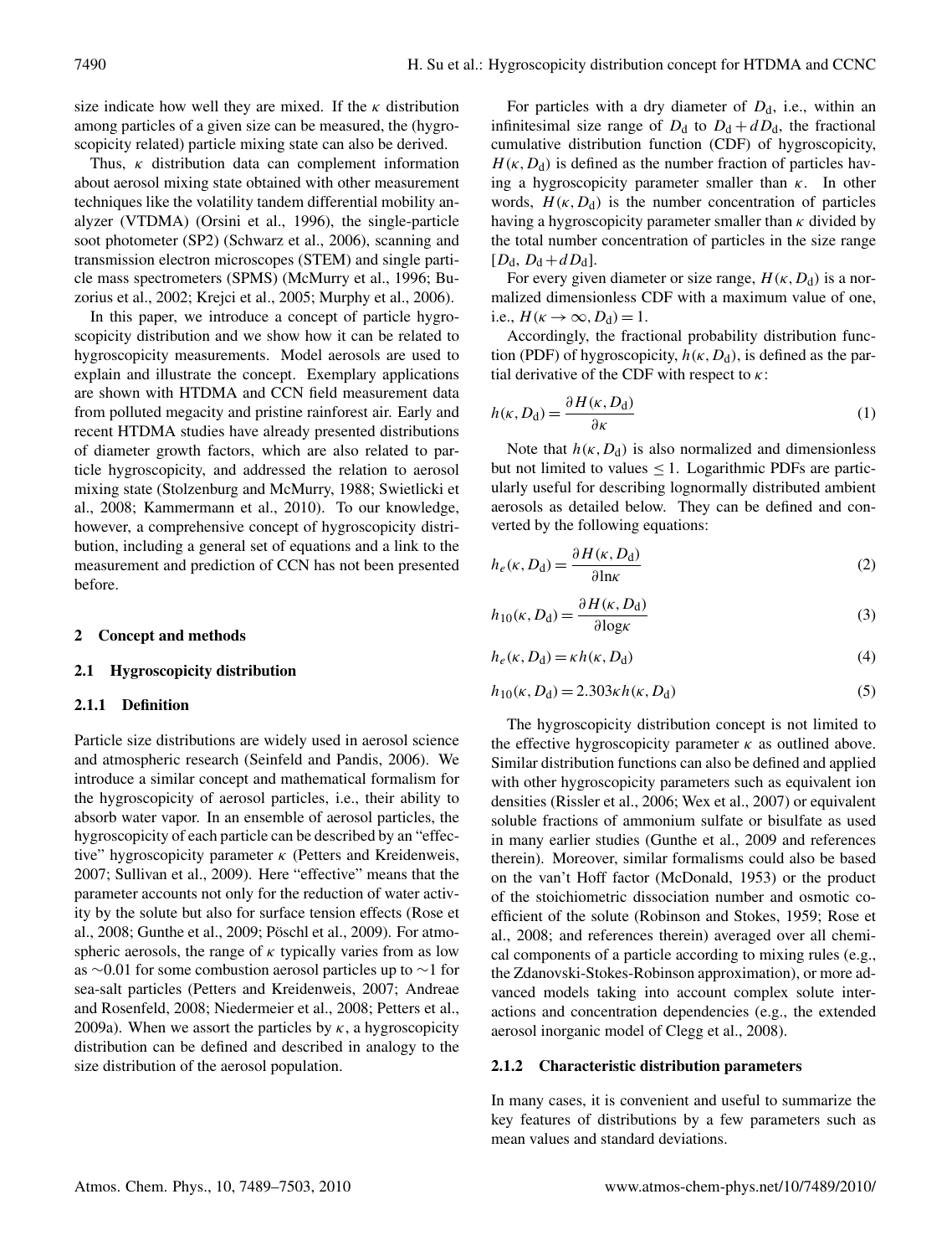size indicate how well they are mixed. If the $\kappa$ distribution among particles of a given size can be measured, the (hygroscopicity related) particle mixing state can also be derived.

Thus, $\kappa$ distribution data can complement information about aerosol mixing state obtained with other measurement techniques like the volatility tandem differential mobility analyzer (VTDMA) (Orsini et al., 1996), the single-particle soot photometer (SP2) (Schwarz et al., 2006), scanning and transmission electron microscopes (STEM) and single particle mass spectrometers (SPMS) (McMurry et al., 1996; Buzorius et al., 2002; Krejci et al., 2005; Murphy et al., 2006).

In this paper, we introduce a concept of particle hygroscopicity distribution and we show how it can be related to hygroscopicity measurements. Model aerosols are used to explain and illustrate the concept. Exemplary applications are shown with HTDMA and CCN field measurement data from polluted megacity and pristine rainforest air. Early and recent HTDMA studies have already presented distributions of diameter growth factors, which are also related to particle hygroscopicity, and addressed the relation to aerosol mixing state (Stolzenburg and McMurry, 1988; Swietlicki et al., 2008; Kammermann et al., 2010). To our knowledge, however, a comprehensive concept of hygroscopicity distribution, including a general set of equations and a link to the measurement and prediction of CCN has not been presented before.

## 2 Concept and methods

### 2.1 Hygroscopicity distribution

#### 2.1.1 Definition

Particle size distributions are widely used in aerosol science and atmospheric research (Seinfeld and Pandis, 2006). We introduce a similar concept and mathematical formalism for the hygroscopicity of aerosol particles, i.e., their ability to absorb water vapor. In an ensemble of aerosol particles, the hygroscopicity of each particle can be described by an "effective" hygroscopicity parameter $\kappa$ (Petters and Kreidenweis, 2007; Sullivan et al., 2009). Here "effective" means that the parameter accounts not only for the reduction of water activity by the solute but also for surface tension effects (Rose et al., 2008; Gunthe et al., 2009; Pöschl et al., 2009). For atmospheric aerosols, the range of $\kappa$ typically varies from as low as ~0.01 for some combustion aerosol particles up to ~1 for sea-salt particles (Petters and Kreidenweis, 2007; Andreae and Rosenfeld, 2008; Niedermeier et al., 2008; Petters et al., 2009a). When we assort the particles by $\kappa$, a hygroscopicity distribution can be defined and described in analogy to the size distribution of the aerosol population.

For particles with a dry diameter of $D_\mathrm{d}$, i.e., within an infinitesimal size range of $D_\mathrm{d}$ to $D_\mathrm{d}+dD_\mathrm{d}$, the fractional cumulative distribution function (CDF) of hygroscopicity, $H(\kappa, D_\mathrm{d})$ is defined as the number fraction of particles having a hygroscopicity parameter smaller than $\kappa$. In other words, $H(\kappa, D_\mathrm{d})$ is the number concentration of particles having a hygroscopicity parameter smaller than $\kappa$ divided by the total number concentration of particles in the size range $[D_\mathrm{d}, D_\mathrm{d}+dD_\mathrm{d}]$.

For every given diameter or size range, $H(\kappa, D_\mathrm{d})$ is a normalized dimensionless CDF with a maximum value of one, i.e., $H(\kappa \to \infty, D_\mathrm{d}) = 1$.

Accordingly, the fractional probability distribution function (PDF) of hygroscopicity, $h(\kappa, D_\mathrm{d})$, is defined as the partial derivative of the CDF with respect to $\kappa$:

$$h(\kappa, D_\mathrm{d}) = \frac{\partial H(\kappa, D_\mathrm{d})}{\partial \kappa} \tag{1}$$

Note that $h(\kappa, D_\mathrm{d})$ is also normalized and dimensionless but not limited to values $\leq 1$. Logarithmic PDFs are particularly useful for describing lognormally distributed ambient aerosols as detailed below. They can be defined and converted by the following equations:

$$h_e(\kappa, D_\mathrm{d}) = \frac{\partial H(\kappa, D_\mathrm{d})}{\partial \ln\kappa} \tag{2}$$

$$h_{10}(\kappa, D_\mathrm{d}) = \frac{\partial H(\kappa, D_\mathrm{d})}{\partial \log\kappa} \tag{3}$$

$$h_e(\kappa, D_\mathrm{d}) = \kappa h(\kappa, D_\mathrm{d}) \tag{4}$$

$$h_{10}(\kappa, D_\mathrm{d}) = 2.303\kappa h(\kappa, D_\mathrm{d}) \tag{5}$$

The hygroscopicity distribution concept is not limited to the effective hygroscopicity parameter $\kappa$ as outlined above. Similar distribution functions can also be defined and applied with other hygroscopicity parameters such as equivalent ion densities (Rissler et al., 2006; Wex et al., 2007) or equivalent soluble fractions of ammonium sulfate or bisulfate as used in many earlier studies (Gunthe et al., 2009 and references therein). Moreover, similar formalisms could also be based on the van't Hoff factor (McDonald, 1953) or the product of the stoichiometric dissociation number and osmotic coefficient of the solute (Robinson and Stokes, 1959; Rose et al., 2008; and references therein) averaged over all chemical components of a particle according to mixing rules (e.g., the Zdanovski-Stokes-Robinson approximation), or more advanced models taking into account complex solute interactions and concentration dependencies (e.g., the extended aerosol inorganic model of Clegg et al., 2008).

#### 2.1.2 Characteristic distribution parameters

In many cases, it is convenient and useful to summarize the key features of distributions by a few parameters such as mean values and standard deviations.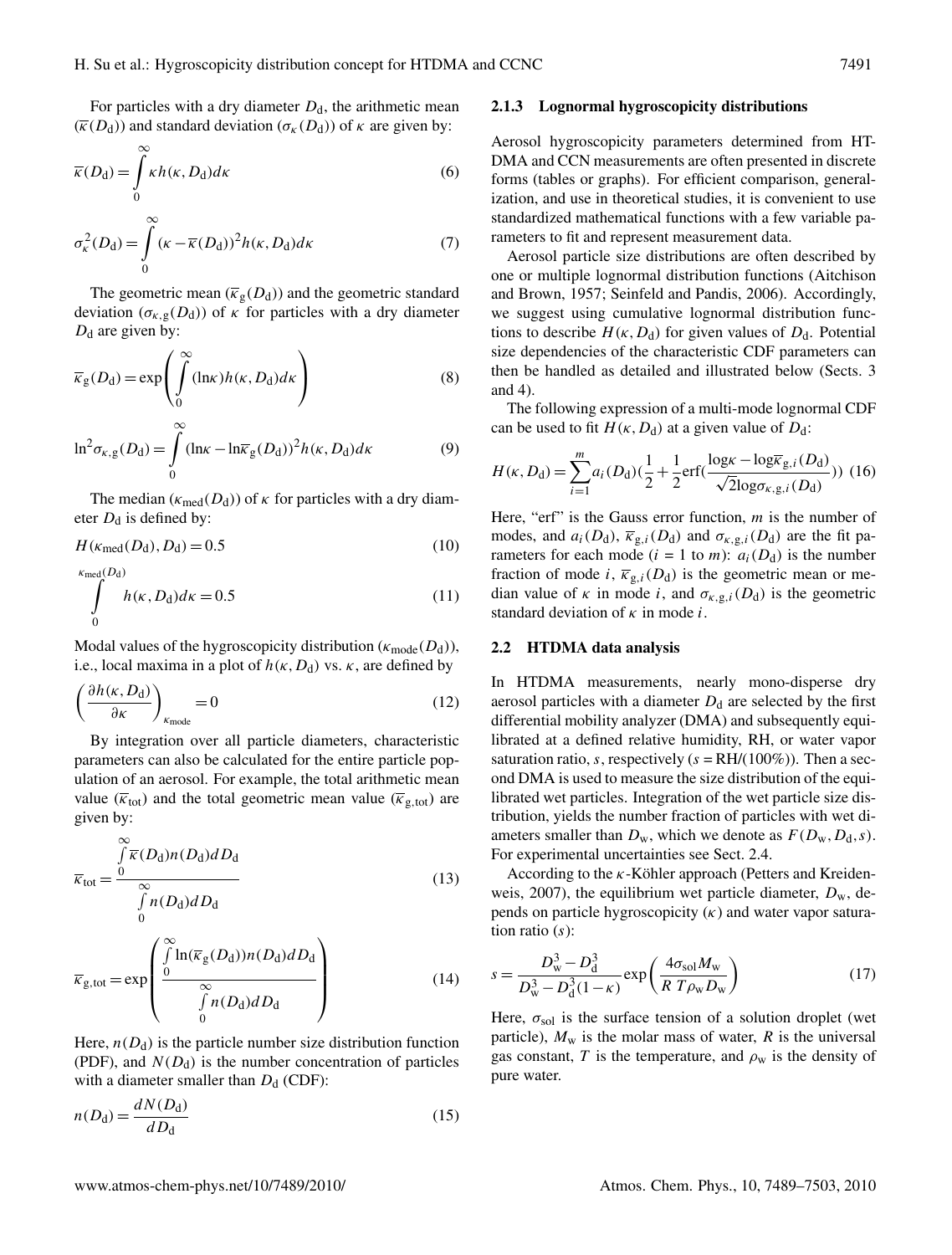For particles with a dry diameter $D_d$, the arithmetic mean ($\overline{\kappa}(D_d)$) and standard deviation ($\sigma_\kappa(D_d)$) of $\kappa$ are given by:

$$\overline{\kappa}(D_d) = \int_0^\infty \kappa h(\kappa, D_d) d\kappa \tag{6}$$

$$\sigma_\kappa^2(D_d) = \int_0^\infty (\kappa - \overline{\kappa}(D_d))^2 h(\kappa, D_d) d\kappa \tag{7}$$

The geometric mean ($\overline{\kappa}_g(D_d)$) and the geometric standard deviation ($\sigma_{\kappa,g}(D_d)$) of $\kappa$ for particles with a dry diameter $D_d$ are given by:

$$\overline{\kappa}_g(D_d) = \exp\left(\int_0^\infty (\ln\kappa) h(\kappa, D_d) d\kappa\right) \tag{8}$$

$$\ln^2\sigma_{\kappa,g}(D_d) = \int_0^\infty (\ln\kappa - \ln\overline{\kappa}_g(D_d))^2 h(\kappa, D_d) d\kappa \tag{9}$$

The median ($\kappa_{med}(D_d)$) of $\kappa$ for particles with a dry diameter $D_d$ is defined by:

$$H(\kappa_{med}(D_d), D_d) = 0.5 \tag{10}$$

$$\int_0^{\kappa_{med}(D_d)} h(\kappa, D_d) d\kappa = 0.5 \tag{11}$$

Modal values of the hygroscopicity distribution ($\kappa_{mode}(D_d)$), i.e., local maxima in a plot of $h(\kappa, D_d)$ vs. $\kappa$, are defined by

$$\left(\frac{\partial h(\kappa, D_d)}{\partial \kappa}\right)_{\kappa_{mode}} = 0 \tag{12}$$

By integration over all particle diameters, characteristic parameters can also be calculated for the entire particle population of an aerosol. For example, the total arithmetic mean value ($\overline{\kappa}_{tot}$) and the total geometric mean value ($\overline{\kappa}_{g,tot}$) are given by:

$$\overline{\kappa}_{tot} = \frac{\int_0^\infty \overline{\kappa}(D_d) n(D_d) dD_d}{\int_0^\infty n(D_d) dD_d} \tag{13}$$

$$\overline{\kappa}_{g,tot} = \exp\left(\frac{\int_0^\infty \ln(\overline{\kappa}_g(D_d)) n(D_d) dD_d}{\int_0^\infty n(D_d) dD_d}\right) \tag{14}$$

Here, $n(D_d)$ is the particle number size distribution function (PDF), and $N(D_d)$ is the number concentration of particles with a diameter smaller than $D_d$ (CDF):

$$n(D_d) = \frac{dN(D_d)}{dD_d} \tag{15}$$

### 2.1.3 Lognormal hygroscopicity distributions

Aerosol hygroscopicity parameters determined from HTDMA and CCN measurements are often presented in discrete forms (tables or graphs). For efficient comparison, generalization, and use in theoretical studies, it is convenient to use standardized mathematical functions with a few variable parameters to fit and represent measurement data.

Aerosol particle size distributions are often described by one or multiple lognormal distribution functions (Aitchison and Brown, 1957; Seinfeld and Pandis, 2006). Accordingly, we suggest using cumulative lognormal distribution functions to describe $H(\kappa, D_d)$ for given values of $D_d$. Potential size dependencies of the characteristic CDF parameters can then be handled as detailed and illustrated below (Sects. 3 and 4).

The following expression of a multi-mode lognormal CDF can be used to fit $H(\kappa, D_d)$ at a given value of $D_d$:

$$H(\kappa, D_d) = \sum_{i=1}^{m} a_i(D_d)\left(\frac{1}{2} + \frac{1}{2}\text{erf}\left(\frac{\log\kappa - \log\overline{\kappa}_{g,i}(D_d)}{\sqrt{2}\log\sigma_{\kappa,g,i}(D_d)}\right)\right) \tag{16}$$

Here, "erf" is the Gauss error function, $m$ is the number of modes, and $a_i(D_d)$, $\overline{\kappa}_{g,i}(D_d)$ and $\sigma_{\kappa,g,i}(D_d)$ are the fit parameters for each mode ($i$ = 1 to $m$): $a_i(D_d)$ is the number fraction of mode $i$, $\overline{\kappa}_{g,i}(D_d)$ is the geometric mean or median value of $\kappa$ in mode $i$, and $\sigma_{\kappa,g,i}(D_d)$ is the geometric standard deviation of $\kappa$ in mode $i$.

## 2.2 HTDMA data analysis

In HTDMA measurements, nearly mono-disperse dry aerosol particles with a diameter $D_d$ are selected by the first differential mobility analyzer (DMA) and subsequently equilibrated at a defined relative humidity, RH, or water vapor saturation ratio, $s$, respectively ($s$ = RH/(100%)). Then a second DMA is used to measure the size distribution of the equilibrated wet particles. Integration of the wet particle size distribution, yields the number fraction of particles with wet diameters smaller than $D_w$, which we denote as $F(D_w, D_d, s)$. For experimental uncertainties see Sect. 2.4.

According to the $\kappa$-Köhler approach (Petters and Kreidenweis, 2007), the equilibrium wet particle diameter, $D_w$, depends on particle hygroscopicity ($\kappa$) and water vapor saturation ratio ($s$):

$$s = \frac{D_w^3 - D_d^3}{D_w^3 - D_d^3(1-\kappa)} \exp\left(\frac{4\sigma_{sol} M_w}{R\, T \rho_w D_w}\right) \tag{17}$$

Here, $\sigma_{sol}$ is the surface tension of a solution droplet (wet particle), $M_w$ is the molar mass of water, $R$ is the universal gas constant, $T$ is the temperature, and $\rho_w$ is the density of pure water.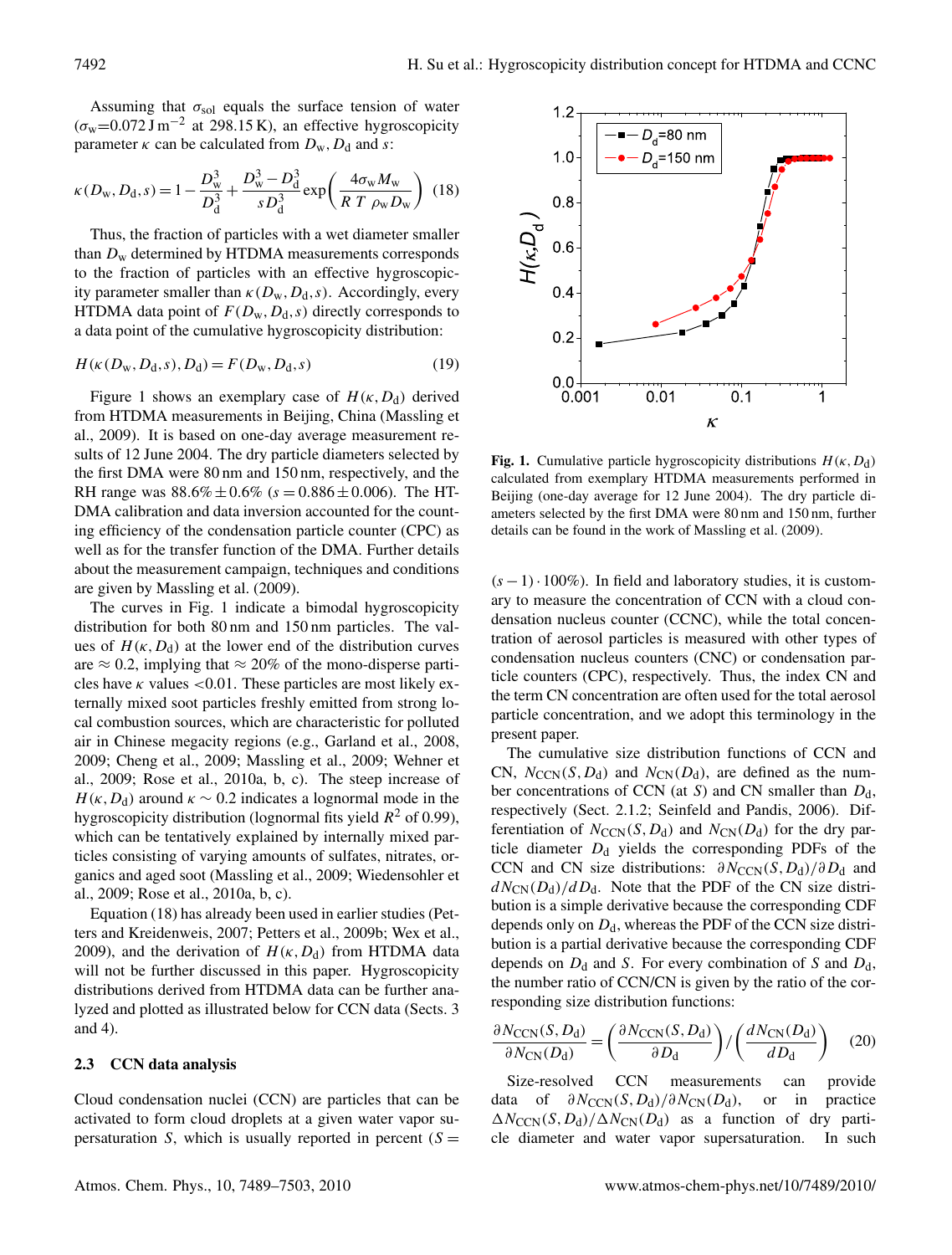Assuming that $\sigma_{sol}$ equals the surface tension of water ($\sigma_w$=0.072 J m$^{-2}$ at 298.15 K), an effective hygroscopicity parameter $\kappa$ can be calculated from $D_w$, $D_d$ and $s$:

$$\kappa(D_w, D_d, s) = 1 - \frac{D_w^3}{D_d^3} + \frac{D_w^3 - D_d^3}{s D_d^3} \exp\left(\frac{4\sigma_w M_w}{R\ T\ \rho_w D_w}\right) \quad (18)$$

Thus, the fraction of particles with a wet diameter smaller than $D_w$ determined by HTDMA measurements corresponds to the fraction of particles with an effective hygroscopicity parameter smaller than $\kappa(D_w, D_d, s)$. Accordingly, every HTDMA data point of $F(D_w, D_d, s)$ directly corresponds to a data point of the cumulative hygroscopicity distribution:

$$H(\kappa(D_w, D_d, s), D_d) = F(D_w, D_d, s) \quad (19)$$

Figure 1 shows an exemplary case of $H(\kappa, D_d)$ derived from HTDMA measurements in Beijing, China (Massling et al., 2009). It is based on one-day average measurement results of 12 June 2004. The dry particle diameters selected by the first DMA were 80 nm and 150 nm, respectively, and the RH range was 88.6% $\pm$ 0.6% ($s = 0.886 \pm 0.006$). The HTDMA calibration and data inversion accounted for the counting efficiency of the condensation particle counter (CPC) as well as for the transfer function of the DMA. Further details about the measurement campaign, techniques and conditions are given by Massling et al. (2009).

The curves in Fig. 1 indicate a bimodal hygroscopicity distribution for both 80 nm and 150 nm particles. The values of $H(\kappa, D_d)$ at the lower end of the distribution curves are $\approx$ 0.2, implying that $\approx$ 20% of the mono-disperse particles have $\kappa$ values <0.01. These particles are most likely externally mixed soot particles freshly emitted from strong local combustion sources, which are characteristic for polluted air in Chinese megacity regions (e.g., Garland et al., 2008, 2009; Cheng et al., 2009; Massling et al., 2009; Wehner et al., 2009; Rose et al., 2010a, b, c). The steep increase of $H(\kappa, D_d)$ around $\kappa \sim 0.2$ indicates a lognormal mode in the hygroscopicity distribution (lognormal fits yield $R^2$ of 0.99), which can be tentatively explained by internally mixed particles consisting of varying amounts of sulfates, nitrates, organics and aged soot (Massling et al., 2009; Wiedensohler et al., 2009; Rose et al., 2010a, b, c).

Equation (18) has already been used in earlier studies (Petters and Kreidenweis, 2007; Petters et al., 2009b; Wex et al., 2009), and the derivation of $H(\kappa, D_d)$ from HTDMA data will not be further discussed in this paper. Hygroscopicity distributions derived from HTDMA data can be further analyzed and plotted as illustrated below for CCN data (Sects. 3 and 4).

### 2.3 CCN data analysis

Cloud condensation nuclei (CCN) are particles that can be activated to form cloud droplets at a given water vapor supersaturation $S$, which is usually reported in percent ($S = (s-1) \cdot 100\%$). In field and laboratory studies, it is customary to measure the concentration of CCN with a cloud condensation nucleus counter (CCNC), while the total concentration of aerosol particles is measured with other types of condensation nucleus counters (CNC) or condensation particle counters (CPC), respectively. Thus, the index CN and the term CN concentration are often used for the total aerosol particle concentration, and we adopt this terminology in the present paper.

**Fig. 1.** Cumulative particle hygroscopicity distributions $H(\kappa, D_d)$ calculated from exemplary HTDMA measurements performed in Beijing (one-day average for 12 June 2004). The dry particle diameters selected by the first DMA were 80 nm and 150 nm, further details can be found in the work of Massling et al. (2009).

The cumulative size distribution functions of CCN and CN, $N_{CCN}(S, D_d)$ and $N_{CN}(D_d)$, are defined as the number concentrations of CCN (at $S$) and CN smaller than $D_d$, respectively (Sect. 2.1.2; Seinfeld and Pandis, 2006). Differentiation of $N_{CCN}(S, D_d)$ and $N_{CN}(D_d)$ for the dry particle diameter $D_d$ yields the corresponding PDFs of the CCN and CN size distributions: $\partial N_{CCN}(S, D_d)/\partial D_d$ and $dN_{CN}(D_d)/dD_d$. Note that the PDF of the CN size distribution is a simple derivative because the corresponding CDF depends only on $D_d$, whereas the PDF of the CCN size distribution is a partial derivative because the corresponding CDF depends on $D_d$ and $S$. For every combination of $S$ and $D_d$, the number ratio of CCN/CN is given by the ratio of the corresponding size distribution functions:

$$\frac{\partial N_{CCN}(S, D_d)}{\partial N_{CN}(D_d)} = \left(\frac{\partial N_{CCN}(S, D_d)}{\partial D_d}\right) \Big/ \left(\frac{dN_{CN}(D_d)}{dD_d}\right) \quad (20)$$

Size-resolved CCN measurements can provide data of $\partial N_{CCN}(S, D_d)/\partial N_{CN}(D_d)$, or in practice $\Delta N_{CCN}(S, D_d)/\Delta N_{CN}(D_d)$ as a function of dry particle diameter and water vapor supersaturation. In such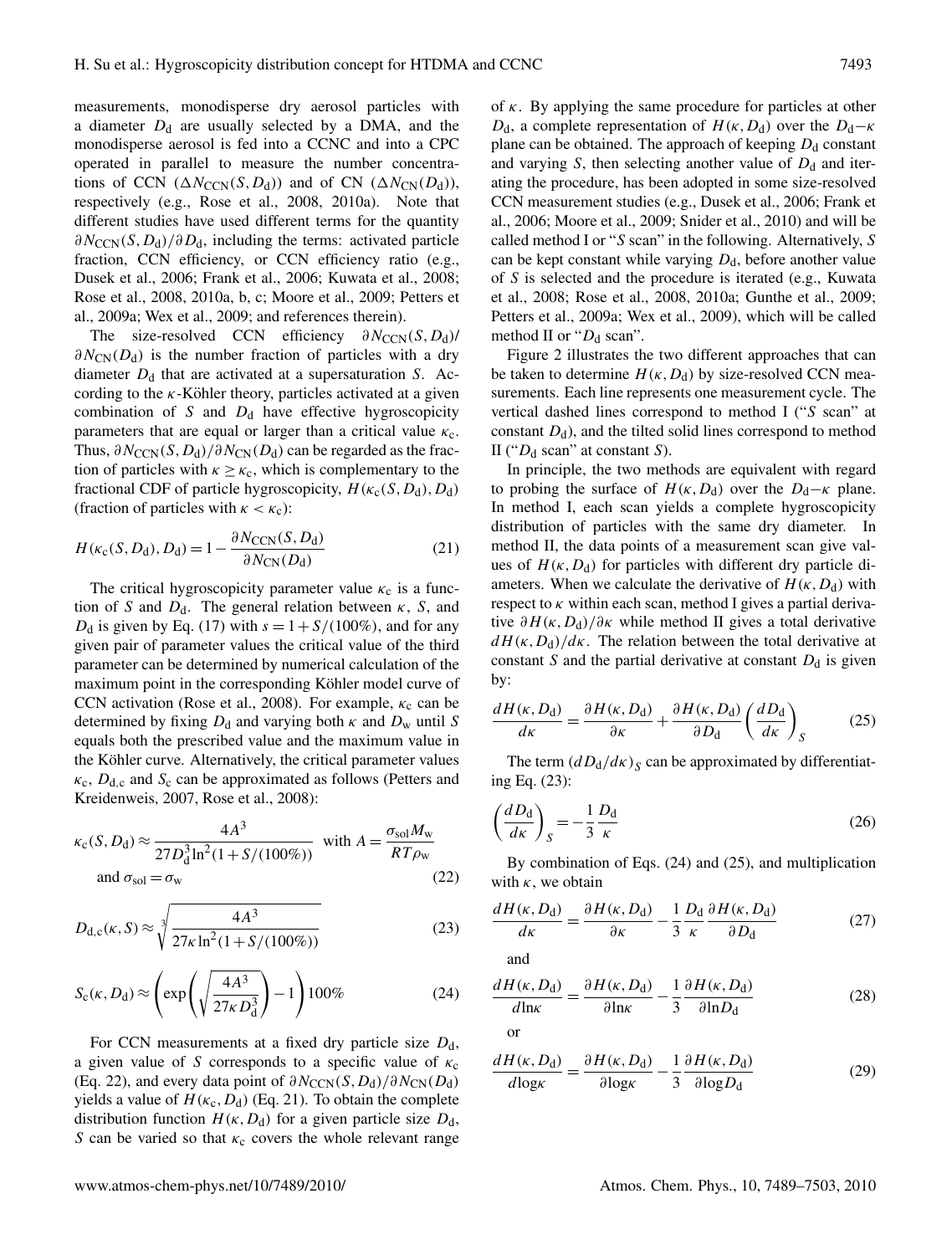measurements, monodisperse dry aerosol particles with a diameter $D_d$ are usually selected by a DMA, and the monodisperse aerosol is fed into a CCNC and into a CPC operated in parallel to measure the number concentrations of CCN ($\Delta N_{CCN}(S, D_d)$) and of CN ($\Delta N_{CN}(D_d)$), respectively (e.g., Rose et al., 2008, 2010a). Note that different studies have used different terms for the quantity $\partial N_{CCN}(S, D_d)/\partial D_d$, including the terms: activated particle fraction, CCN efficiency, or CCN efficiency ratio (e.g., Dusek et al., 2006; Frank et al., 2006; Kuwata et al., 2008; Rose et al., 2008, 2010a, b, c; Moore et al., 2009; Petters et al., 2009a; Wex et al., 2009; and references therein).

The size-resolved CCN efficiency $\partial N_{CCN}(S, D_d)/\partial N_{CN}(D_d)$ is the number fraction of particles with a dry diameter $D_d$ that are activated at a supersaturation $S$. According to the $\kappa$-Köhler theory, particles activated at a given combination of $S$ and $D_d$ have effective hygroscopicity parameters that are equal or larger than a critical value $\kappa_c$. Thus, $\partial N_{CCN}(S, D_d)/\partial N_{CN}(D_d)$ can be regarded as the fraction of particles with $\kappa \geq \kappa_c$, which is complementary to the fractional CDF of particle hygroscopicity, $H(\kappa_c(S, D_d), D_d)$ (fraction of particles with $\kappa < \kappa_c$):

$$H(\kappa_c(S, D_d), D_d) = 1 - \frac{\partial N_{CCN}(S, D_d)}{\partial N_{CN}(D_d)} \tag{21}$$

The critical hygroscopicity parameter value $\kappa_c$ is a function of $S$ and $D_d$. The general relation between $\kappa$, $S$, and $D_d$ is given by Eq. (17) with $s = 1 + S/(100\%)$, and for any given pair of parameter values the critical value of the third parameter can be determined by numerical calculation of the maximum point in the corresponding Köhler model curve of CCN activation (Rose et al., 2008). For example, $\kappa_c$ can be determined by fixing $D_d$ and varying both $\kappa$ and $D_w$ until $S$ equals both the prescribed value and the maximum value in the Köhler curve. Alternatively, the critical parameter values $\kappa_c$, $D_{d,c}$ and $S_c$ can be approximated as follows (Petters and Kreidenweis, 2007, Rose et al., 2008):

$$\kappa_c(S, D_d) \approx \frac{4A^3}{27 D_d^3 \ln^2(1 + S/(100\%))} \quad \text{with } A = \frac{\sigma_{sol} M_w}{R T \rho_w}$$
$$\text{and } \sigma_{sol} = \sigma_w \tag{22}$$

$$D_{d,c}(\kappa, S) \approx \sqrt[3]{\frac{4A^3}{27\kappa \ln^2(1 + S/(100\%))}} \tag{23}$$

$$S_c(\kappa, D_d) \approx \left( \exp\left( \sqrt{\frac{4A^3}{27\kappa D_d^3}} \right) - 1 \right) 100\% \tag{24}$$

For CCN measurements at a fixed dry particle size $D_d$, a given value of $S$ corresponds to a specific value of $\kappa_c$ (Eq. 22), and every data point of $\partial N_{CCN}(S, D_d)/\partial N_{CN}(D_d)$ yields a value of $H(\kappa_c, D_d)$ (Eq. 21). To obtain the complete distribution function $H(\kappa, D_d)$ for a given particle size $D_d$, $S$ can be varied so that $\kappa_c$ covers the whole relevant range of $\kappa$. By applying the same procedure for particles at other $D_d$, a complete representation of $H(\kappa, D_d)$ over the $D_d$–$\kappa$ plane can be obtained. The approach of keeping $D_d$ constant and varying $S$, then selecting another value of $D_d$ and iterating the procedure, has been adopted in some size-resolved CCN measurement studies (e.g., Dusek et al., 2006; Frank et al., 2006; Moore et al., 2009; Snider et al., 2010) and will be called method I or "$S$ scan" in the following. Alternatively, $S$ can be kept constant while varying $D_d$, before another value of $S$ is selected and the procedure is iterated (e.g., Kuwata et al., 2008; Rose et al., 2008, 2010a; Gunthe et al., 2009; Petters et al., 2009a; Wex et al., 2009), which will be called method II or "$D_d$ scan".

Figure 2 illustrates the two different approaches that can be taken to determine $H(\kappa, D_d)$ by size-resolved CCN measurements. Each line represents one measurement cycle. The vertical dashed lines correspond to method I ("$S$ scan" at constant $D_d$), and the tilted solid lines correspond to method II ("$D_d$ scan" at constant $S$).

In principle, the two methods are equivalent with regard to probing the surface of $H(\kappa, D_d)$ over the $D_d$–$\kappa$ plane. In method I, each scan yields a complete hygroscopicity distribution of particles with the same dry diameter. In method II, the data points of a measurement scan give values of $H(\kappa, D_d)$ for particles with different dry particle diameters. When we calculate the derivative of $H(\kappa, D_d)$ with respect to $\kappa$ within each scan, method I gives a partial derivative $\partial H(\kappa, D_d)/\partial \kappa$ while method II gives a total derivative $dH(\kappa, D_d)/d\kappa$. The relation between the total derivative at constant $S$ and the partial derivative at constant $D_d$ is given by:

$$\frac{dH(\kappa, D_d)}{d\kappa} = \frac{\partial H(\kappa, D_d)}{\partial \kappa} + \frac{\partial H(\kappa, D_d)}{\partial D_d} \left( \frac{dD_d}{d\kappa} \right)_S \tag{25}$$

The term $(dD_d/d\kappa)_S$ can be approximated by differentiating Eq. (23):

$$\left( \frac{dD_d}{d\kappa} \right)_S = -\frac{1}{3} \frac{D_d}{\kappa} \tag{26}$$

By combination of Eqs. (24) and (25), and multiplication with $\kappa$, we obtain

$$\frac{dH(\kappa, D_d)}{d\kappa} = \frac{\partial H(\kappa, D_d)}{\partial \kappa} - \frac{1}{3} \frac{D_d}{\kappa} \frac{\partial H(\kappa, D_d)}{\partial D_d} \tag{27}$$

and

$$\frac{dH(\kappa, D_d)}{d\ln\kappa} = \frac{\partial H(\kappa, D_d)}{\partial \ln\kappa} - \frac{1}{3} \frac{\partial H(\kappa, D_d)}{\partial \ln D_d} \tag{28}$$

or

$$\frac{dH(\kappa, D_d)}{d\log\kappa} = \frac{\partial H(\kappa, D_d)}{\partial \log\kappa} - \frac{1}{3} \frac{\partial H(\kappa, D_d)}{\partial \log D_d} \tag{29}$$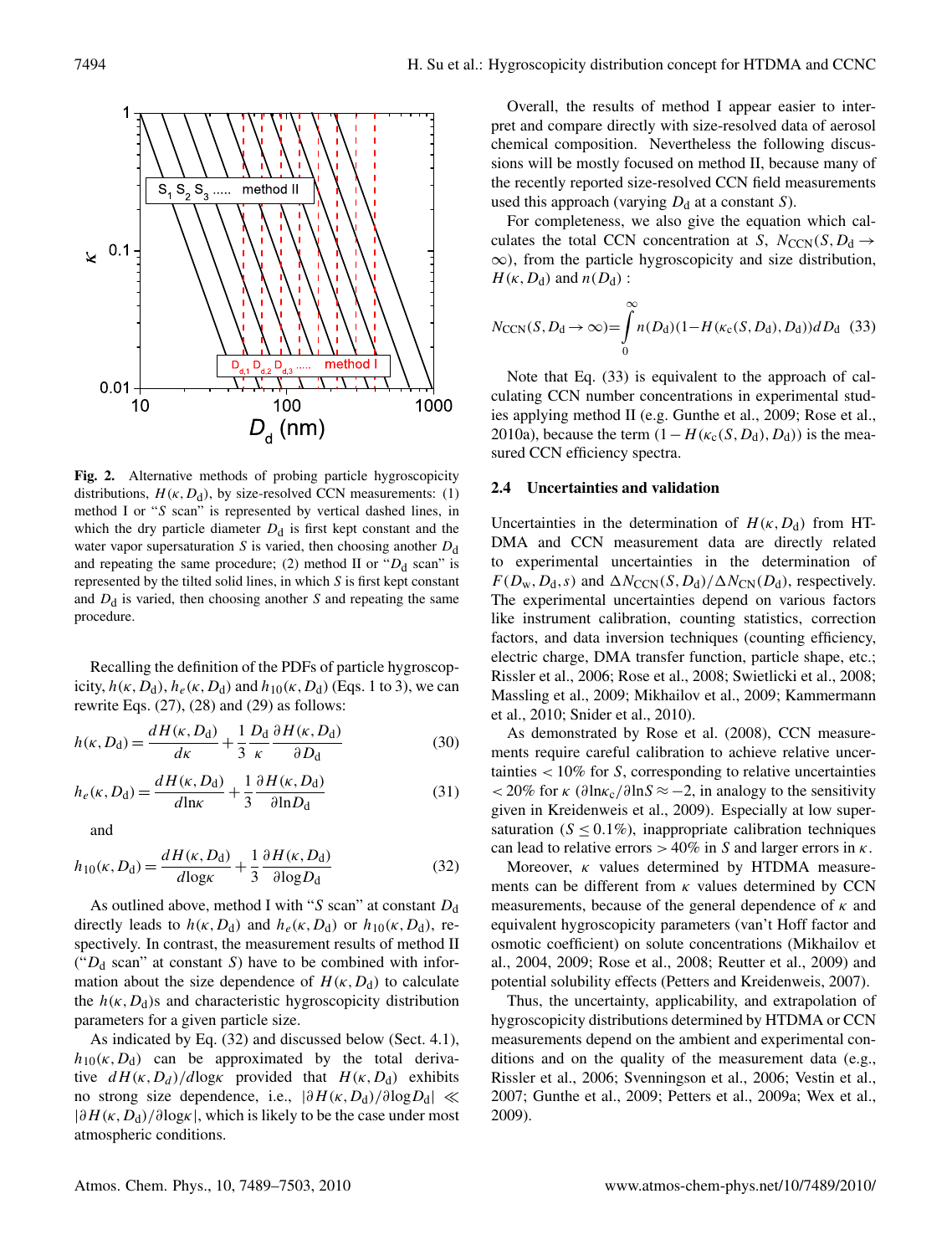**Fig. 2.** Alternative methods of probing particle hygroscopicity distributions, $H(\kappa, D_d)$, by size-resolved CCN measurements: (1) method I or "$S$ scan" is represented by vertical dashed lines, in which the dry particle diameter $D_d$ is first kept constant and the water vapor supersaturation $S$ is varied, then choosing another $D_d$ and repeating the same procedure; (2) method II or "$D_d$ scan" is represented by the tilted solid lines, in which $S$ is first kept constant and $D_d$ is varied, then choosing another $S$ and repeating the same procedure.

Recalling the definition of the PDFs of particle hygroscopicity, $h(\kappa, D_d)$, $h_e(\kappa, D_d)$ and $h_{10}(\kappa, D_d)$ (Eqs. 1 to 3), we can rewrite Eqs. (27), (28) and (29) as follows:

$$h(\kappa, D_d) = \frac{dH(\kappa, D_d)}{d\kappa} + \frac{1}{3}\frac{D_d}{\kappa}\frac{\partial H(\kappa, D_d)}{\partial D_d} \tag{30}$$

$$h_e(\kappa, D_d) = \frac{dH(\kappa, D_d)}{d\ln\kappa} + \frac{1}{3}\frac{\partial H(\kappa, D_d)}{\partial \ln D_d} \tag{31}$$

and

$$h_{10}(\kappa, D_d) = \frac{dH(\kappa, D_d)}{d\log\kappa} + \frac{1}{3}\frac{\partial H(\kappa, D_d)}{\partial \log D_d} \tag{32}$$

As outlined above, method I with "$S$ scan" at constant $D_d$ directly leads to $h(\kappa, D_d)$ and $h_e(\kappa, D_d)$ or $h_{10}(\kappa, D_d)$, respectively. In contrast, the measurement results of method II ("$D_d$ scan" at constant $S$) have to be combined with information about the size dependence of $H(\kappa, D_d)$ to calculate the $h(\kappa, D_d)$s and characteristic hygroscopicity distribution parameters for a given particle size.

As indicated by Eq. (32) and discussed below (Sect. 4.1), $h_{10}(\kappa, D_d)$ can be approximated by the total derivative $dH(\kappa, D_d)/d\log\kappa$ provided that $H(\kappa, D_d)$ exhibits no strong size dependence, i.e., $|\partial H(\kappa, D_d)/\partial \log D_d| \ll |\partial H(\kappa, D_d)/\partial \log\kappa|$, which is likely to be the case under most atmospheric conditions.

Overall, the results of method I appear easier to interpret and compare directly with size-resolved data of aerosol chemical composition. Nevertheless the following discussions will be mostly focused on method II, because many of the recently reported size-resolved CCN field measurements used this approach (varying $D_d$ at a constant $S$).

For completeness, we also give the equation which calculates the total CCN concentration at $S$, $N_{CCN}(S, D_d \to \infty)$, from the particle hygroscopicity and size distribution, $H(\kappa, D_d)$ and $n(D_d)$ :

$$N_{CCN}(S, D_d \to \infty) = \int_0^\infty n(D_d)(1 - H(\kappa_c(S, D_d), D_d))\,dD_d \tag{33}$$

Note that Eq. (33) is equivalent to the approach of calculating CCN number concentrations in experimental studies applying method II (e.g. Gunthe et al., 2009; Rose et al., 2010a), because the term $(1 - H(\kappa_c(S, D_d), D_d))$ is the measured CCN efficiency spectra.

### 2.4 Uncertainties and validation

Uncertainties in the determination of $H(\kappa, D_d)$ from HTDMA and CCN measurement data are directly related to experimental uncertainties in the determination of $F(D_w, D_d, s)$ and $\Delta N_{CCN}(S, D_d)/\Delta N_{CN}(D_d)$, respectively. The experimental uncertainties depend on various factors like instrument calibration, counting statistics, correction factors, and data inversion techniques (counting efficiency, electric charge, DMA transfer function, particle shape, etc.; Rissler et al., 2006; Rose et al., 2008; Swietlicki et al., 2008; Massling et al., 2009; Mikhailov et al., 2009; Kammermann et al., 2010; Snider et al., 2010).

As demonstrated by Rose et al. (2008), CCN measurements require careful calibration to achieve relative uncertainties $< 10\%$ for $S$, corresponding to relative uncertainties $< 20\%$ for $\kappa$ ($\partial \ln\kappa_c / \partial \ln S \approx -2$, in analogy to the sensitivity given in Kreidenweis et al., 2009). Especially at low supersaturation ($S \leq 0.1\%$), inappropriate calibration techniques can lead to relative errors $> 40\%$ in $S$ and larger errors in $\kappa$.

Moreover, $\kappa$ values determined by HTDMA measurements can be different from $\kappa$ values determined by CCN measurements, because of the general dependence of $\kappa$ and equivalent hygroscopicity parameters (van't Hoff factor and osmotic coefficient) on solute concentrations (Mikhailov et al., 2004, 2009; Rose et al., 2008; Reutter et al., 2009) and potential solubility effects (Petters and Kreidenweis, 2007).

Thus, the uncertainty, applicability, and extrapolation of hygroscopicity distributions determined by HTDMA or CCN measurements depend on the ambient and experimental conditions and on the quality of the measurement data (e.g., Rissler et al., 2006; Svenningson et al., 2006; Vestin et al., 2007; Gunthe et al., 2009; Petters et al., 2009a; Wex et al., 2009).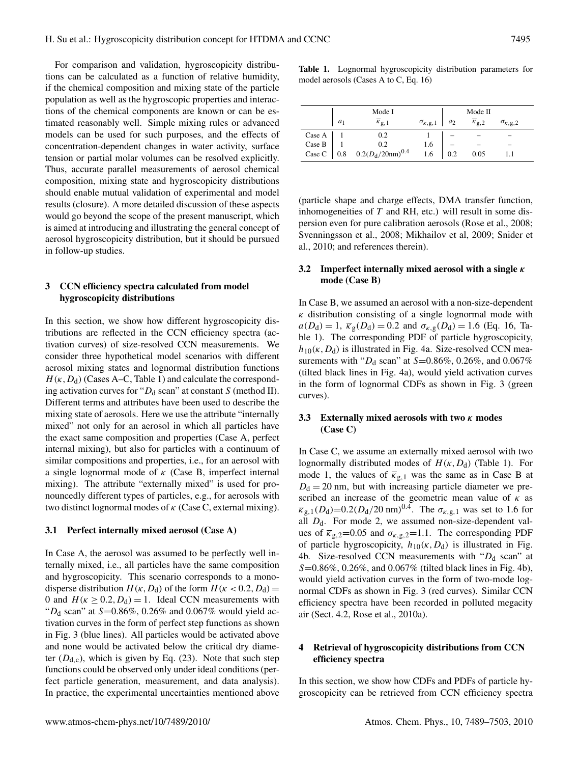For comparison and validation, hygroscopicity distributions can be calculated as a function of relative humidity, if the chemical composition and mixing state of the particle population as well as the hygroscopic properties and interactions of the chemical components are known or can be estimated reasonably well. Simple mixing rules or advanced models can be used for such purposes, and the effects of concentration-dependent changes in water activity, surface tension or partial molar volumes can be resolved explicitly. Thus, accurate parallel measurements of aerosol chemical composition, mixing state and hygroscopicity distributions should enable mutual validation of experimental and model results (closure). A more detailed discussion of these aspects would go beyond the scope of the present manuscript, which is aimed at introducing and illustrating the general concept of aerosol hygroscopicity distribution, but it should be pursued in follow-up studies.

## 3 CCN efficiency spectra calculated from model hygroscopicity distributions

In this section, we show how different hygroscopicity distributions are reflected in the CCN efficiency spectra (activation curves) of size-resolved CCN measurements. We consider three hypothetical model scenarios with different aerosol mixing states and lognormal distribution functions $H(\kappa, D_d)$ (Cases A–C, Table 1) and calculate the corresponding activation curves for "$D_d$ scan" at constant $S$ (method II). Different terms and attributes have been used to describe the mixing state of aerosols. Here we use the attribute "internally mixed" not only for an aerosol in which all particles have the exact same composition and properties (Case A, perfect internal mixing), but also for particles with a continuum of similar compositions and properties, i.e., for an aerosol with a single lognormal mode of $\kappa$ (Case B, imperfect internal mixing). The attribute "externally mixed" is used for pronouncedly different types of particles, e.g., for aerosols with two distinct lognormal modes of $\kappa$ (Case C, external mixing).

### 3.1 Perfect internally mixed aerosol (Case A)

In Case A, the aerosol was assumed to be perfectly well internally mixed, i.e., all particles have the same composition and hygroscopicity. This scenario corresponds to a monodisperse distribution $H(\kappa, D_d)$ of the form $H(\kappa < 0.2, D_d) = 0$ and $H(\kappa \geq 0.2, D_d) = 1$. Ideal CCN measurements with "$D_d$ scan" at $S$=0.86%, 0.26% and 0.067% would yield activation curves in the form of perfect step functions as shown in Fig. 3 (blue lines). All particles would be activated above and none would be activated below the critical dry diameter ($D_{d,c}$), which is given by Eq. (23). Note that such step functions could be observed only under ideal conditions (perfect particle generation, measurement, and data analysis). In practice, the experimental uncertainties mentioned above (particle shape and charge effects, DMA transfer function, inhomogeneities of $T$ and RH, etc.) will result in some dispersion even for pure calibration aerosols (Rose et al., 2008; Svenningsson et al., 2008; Mikhailov et al, 2009; Snider et al., 2010; and references therein).

**Table 1.** Lognormal hygroscopicity distribution parameters for model aerosols (Cases A to C, Eq. 16)

| | Mode I | | | Mode II | | |
|---|---|---|---|---|---|---|
| | $a_1$ | $\overline{\kappa}_{g,1}$ | $\sigma_{\kappa,g,1}$ | $a_2$ | $\overline{\kappa}_{g,2}$ | $\sigma_{\kappa,g,2}$ |
| Case A | 1 | 0.2 | 1 | – | – | – |
| Case B | 1 | 0.2 | 1.6 | – | – | – |
| Case C | 0.8 | $0.2(D_d/20\text{nm})^{0.4}$ | 1.6 | 0.2 | 0.05 | 1.1 |

### 3.2 Imperfect internally mixed aerosol with a single $\kappa$ mode (Case B)

In Case B, we assumed an aerosol with a non-size-dependent $\kappa$ distribution consisting of a single lognormal mode with $a(D_d) = 1$, $\overline{\kappa}_g(D_d) = 0.2$ and $\sigma_{\kappa,g}(D_d) = 1.6$ (Eq. 16, Table 1). The corresponding PDF of particle hygroscopicity, $h_{10}(\kappa, D_d)$ is illustrated in Fig. 4a. Size-resolved CCN measurements with "$D_d$ scan" at $S$=0.86%, 0.26%, and 0.067% (tilted black lines in Fig. 4a), would yield activation curves in the form of lognormal CDFs as shown in Fig. 3 (green curves).

### 3.3 Externally mixed aerosols with two $\kappa$ modes (Case C)

In Case C, we assume an externally mixed aerosol with two lognormally distributed modes of $H(\kappa, D_d)$ (Table 1). For mode 1, the values of $\overline{\kappa}_{g,1}$ was the same as in Case B at $D_d = 20$ nm, but with increasing particle diameter we prescribed an increase of the geometric mean value of $\kappa$ as $\overline{\kappa}_{g,1}(D_d)$=$0.2(D_d/20\text{ nm})^{0.4}$. The $\sigma_{\kappa,g,1}$ was set to 1.6 for all $D_d$. For mode 2, we assumed non-size-dependent values of $\overline{\kappa}_{g,2}$=0.05 and $\sigma_{\kappa,g,2}$=1.1. The corresponding PDF of particle hygroscopicity, $h_{10}(\kappa, D_d)$ is illustrated in Fig. 4b. Size-resolved CCN measurements with "$D_d$ scan" at $S$=0.86%, 0.26%, and 0.067% (tilted black lines in Fig. 4b), would yield activation curves in the form of two-mode lognormal CDFs as shown in Fig. 3 (red curves). Similar CCN efficiency spectra have been recorded in polluted megacity air (Sect. 4.2, Rose et al., 2010a).

## 4 Retrieval of hygroscopicity distributions from CCN efficiency spectra

In this section, we show how CDFs and PDFs of particle hygroscopicity can be retrieved from CCN efficiency spectra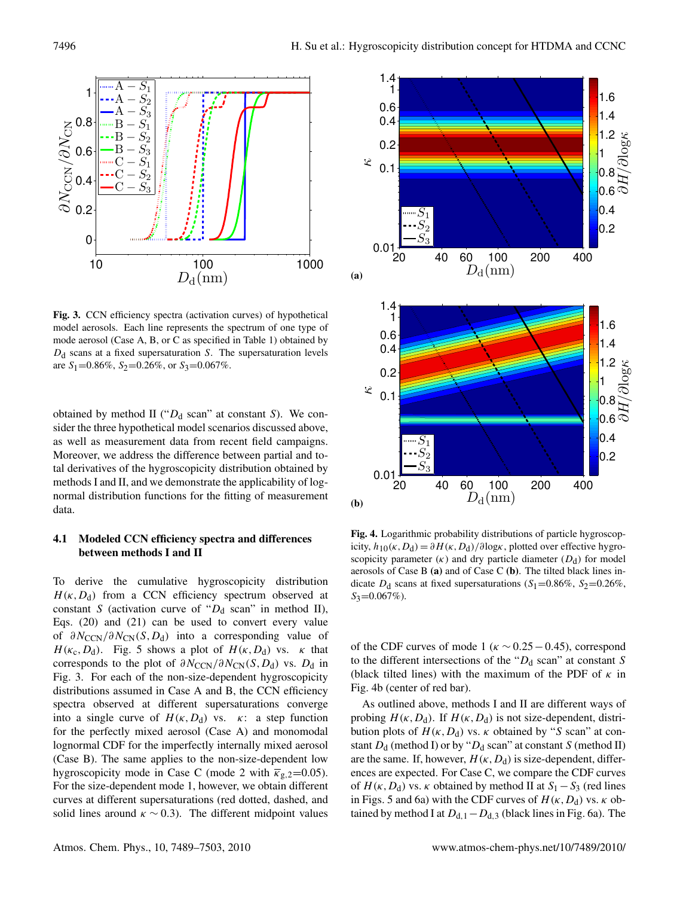**Fig. 3.** CCN efficiency spectra (activation curves) of hypothetical model aerosols. Each line represents the spectrum of one type of mode aerosol (Case A, B, or C as specified in Table 1) obtained by $D_d$ scans at a fixed supersaturation $S$. The supersaturation levels are $S_1$=0.86%, $S_2$=0.26%, or $S_3$=0.067%.

**Fig. 4.** Logarithmic probability distributions of particle hygroscopicity, $h_{10}(\kappa, D_d) = \partial H(\kappa, D_d)/\partial \log\kappa$, plotted over effective hygroscopicity parameter ($\kappa$) and dry particle diameter ($D_d$) for model aerosols of Case B **(a)** and of Case C **(b)**. The tilted black lines indicate $D_d$ scans at fixed supersaturations ($S_1$=0.86%, $S_2$=0.26%, $S_3$=0.067%).

obtained by method II ("$D_d$ scan" at constant $S$). We consider the three hypothetical model scenarios discussed above, as well as measurement data from recent field campaigns. Moreover, we address the difference between partial and total derivatives of the hygroscopicity distribution obtained by methods I and II, and we demonstrate the applicability of lognormal distribution functions for the fitting of measurement data.

### 4.1 Modeled CCN efficiency spectra and differences between methods I and II

To derive the cumulative hygroscopicity distribution $H(\kappa, D_d)$ from a CCN efficiency spectrum observed at constant $S$ (activation curve of "$D_d$ scan" in method II), Eqs. (20) and (21) can be used to convert every value of $\partial N_{CCN}/\partial N_{CN}(S, D_d)$ into a corresponding value of $H(\kappa_c, D_d)$. Fig. 5 shows a plot of $H(\kappa, D_d)$ vs. $\kappa$ that corresponds to the plot of $\partial N_{CCN}/\partial N_{CN}(S, D_d)$ vs. $D_d$ in Fig. 3. For each of the non-size-dependent hygroscopicity distributions assumed in Case A and B, the CCN efficiency spectra observed at different supersaturations converge into a single curve of $H(\kappa, D_d)$ vs. $\kappa$: a step function for the perfectly mixed aerosol (Case A) and monomodal lognormal CDF for the imperfectly internally mixed aerosol (Case B). The same applies to the non-size-dependent low hygroscopicity mode in Case C (mode 2 with $\overline{\kappa}_{g,2}$=0.05). For the size-dependent mode 1, however, we obtain different curves at different supersaturations (red dotted, dashed, and solid lines around $\kappa \sim 0.3$). The different midpoint values of the CDF curves of mode 1 ($\kappa \sim 0.25-0.45$), correspond to the different intersections of the "$D_d$ scan" at constant $S$ (black tilted lines) with the maximum of the PDF of $\kappa$ in Fig. 4b (center of red bar).

As outlined above, methods I and II are different ways of probing $H(\kappa, D_d)$. If $H(\kappa, D_d)$ is not size-dependent, distribution plots of $H(\kappa, D_d)$ vs. $\kappa$ obtained by "$S$ scan" at constant $D_d$ (method I) or by "$D_d$ scan" at constant $S$ (method II) are the same. If, however, $H(\kappa, D_d)$ is size-dependent, differences are expected. For Case C, we compare the CDF curves of $H(\kappa, D_d)$ vs. $\kappa$ obtained by method II at $S_1 - S_3$ (red lines in Figs. 5 and 6a) with the CDF curves of $H(\kappa, D_d)$ vs. $\kappa$ obtained by method I at $D_{d,1} - D_{d,3}$ (black lines in Fig. 6a). The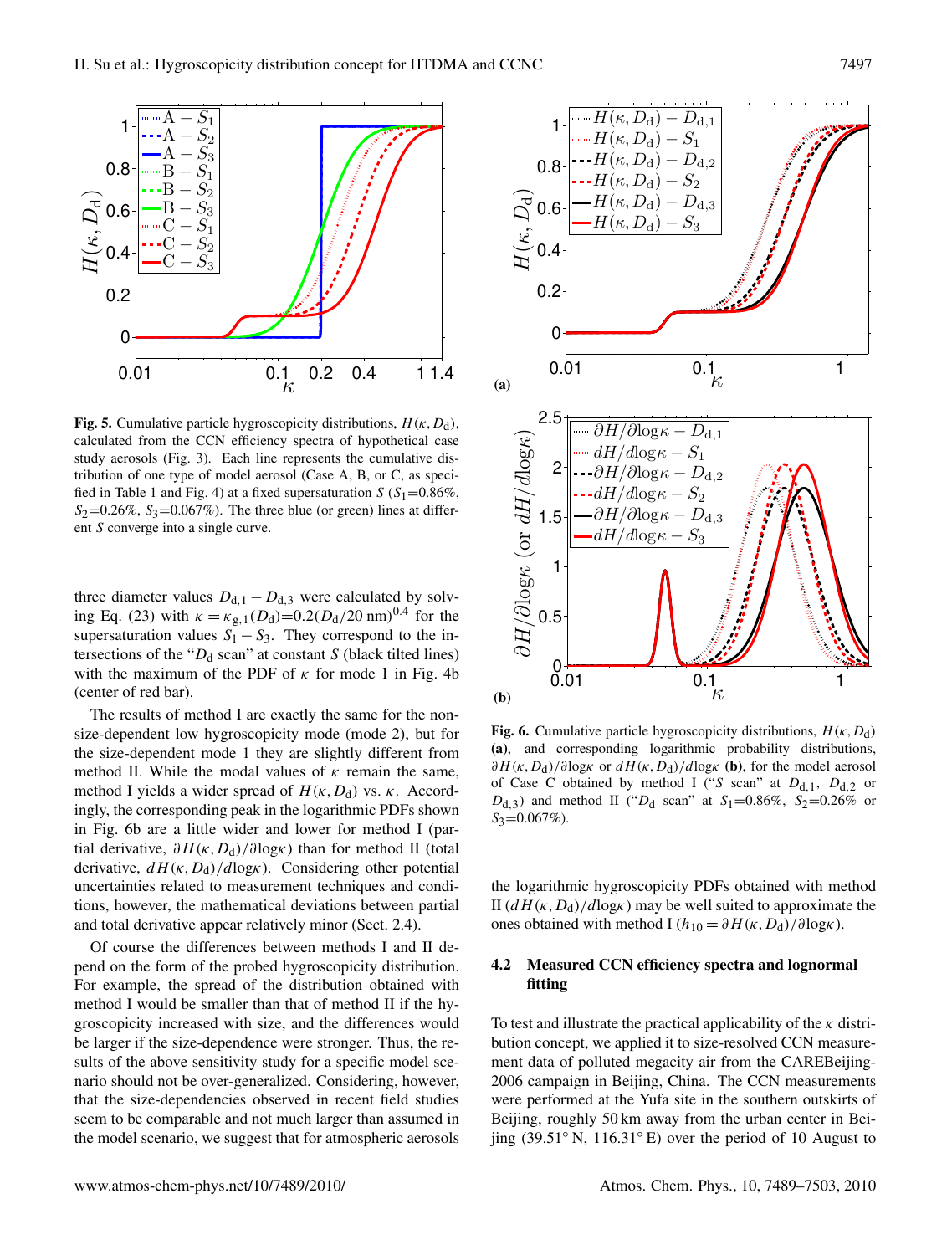Fig. 5. Cumulative particle hygroscopicity distributions, $H(\kappa, D_d)$, calculated from the CCN efficiency spectra of hypothetical case study aerosols (Fig. 3). Each line represents the cumulative distribution of one type of model aerosol (Case A, B, or C, as specified in Table 1 and Fig. 4) at a fixed supersaturation $S$ ($S_1$=0.86%, $S_2$=0.26%, $S_3$=0.067%). The three blue (or green) lines at different $S$ converge into a single curve.

three diameter values $D_{d,1}-D_{d,3}$ were calculated by solving Eq. (23) with $\kappa=\overline{\kappa}_{g,1}(D_d)$=0.2$(D_d/20\,\text{nm})^{0.4}$ for the supersaturation values $S_1-S_3$. They correspond to the intersections of the "$D_d$ scan" at constant $S$ (black tilted lines) with the maximum of the PDF of $\kappa$ for mode 1 in Fig. 4b (center of red bar).

The results of method I are exactly the same for the non-size-dependent low hygroscopicity mode (mode 2), but for the size-dependent mode 1 they are slightly different from method II. While the modal values of $\kappa$ remain the same, method I yields a wider spread of $H(\kappa, D_d)$ vs. $\kappa$. Accordingly, the corresponding peak in the logarithmic PDFs shown in Fig. 6b are a little wider and lower for method I (partial derivative, $\partial H(\kappa, D_d)/\partial\log\kappa$) than for method II (total derivative, $dH(\kappa, D_d)/d\log\kappa$). Considering other potential uncertainties related to measurement techniques and conditions, however, the mathematical deviations between partial and total derivative appear relatively minor (Sect. 2.4).

Of course the differences between methods I and II depend on the form of the probed hygroscopicity distribution. For example, the spread of the distribution obtained with method I would be smaller than that of method II if the hygroscopicity increased with size, and the differences would be larger if the size-dependence were stronger. Thus, the results of the above sensitivity study for a specific model scenario should not be over-generalized. Considering, however, that the size-dependencies observed in recent field studies seem to be comparable and not much larger than assumed in the model scenario, we suggest that for atmospheric aerosols the logarithmic hygroscopicity PDFs obtained with method II ($dH(\kappa, D_d)/d\log\kappa$) may be well suited to approximate the ones obtained with method I ($h_{10}=\partial H(\kappa, D_d)/\partial\log\kappa$).

Fig. 6. Cumulative particle hygroscopicity distributions, $H(\kappa, D_d)$ **(a)**, and corresponding logarithmic probability distributions, $\partial H(\kappa, D_d)/\partial\log\kappa$ or $dH(\kappa, D_d)/d\log\kappa$ **(b)**, for the model aerosol of Case C obtained by method I ("$S$ scan" at $D_{d,1}$, $D_{d,2}$ or $D_{d,3}$) and method II ("$D_d$ scan" at $S_1$=0.86%, $S_2$=0.26% or $S_3$=0.067%).

### 4.2 Measured CCN efficiency spectra and lognormal fitting

To test and illustrate the practical applicability of the $\kappa$ distribution concept, we applied it to size-resolved CCN measurement data of polluted megacity air from the CAREBeijing-2006 campaign in Beijing, China. The CCN measurements were performed at the Yufa site in the southern outskirts of Beijing, roughly 50 km away from the urban center in Beijing (39.51° N, 116.31° E) over the period of 10 August to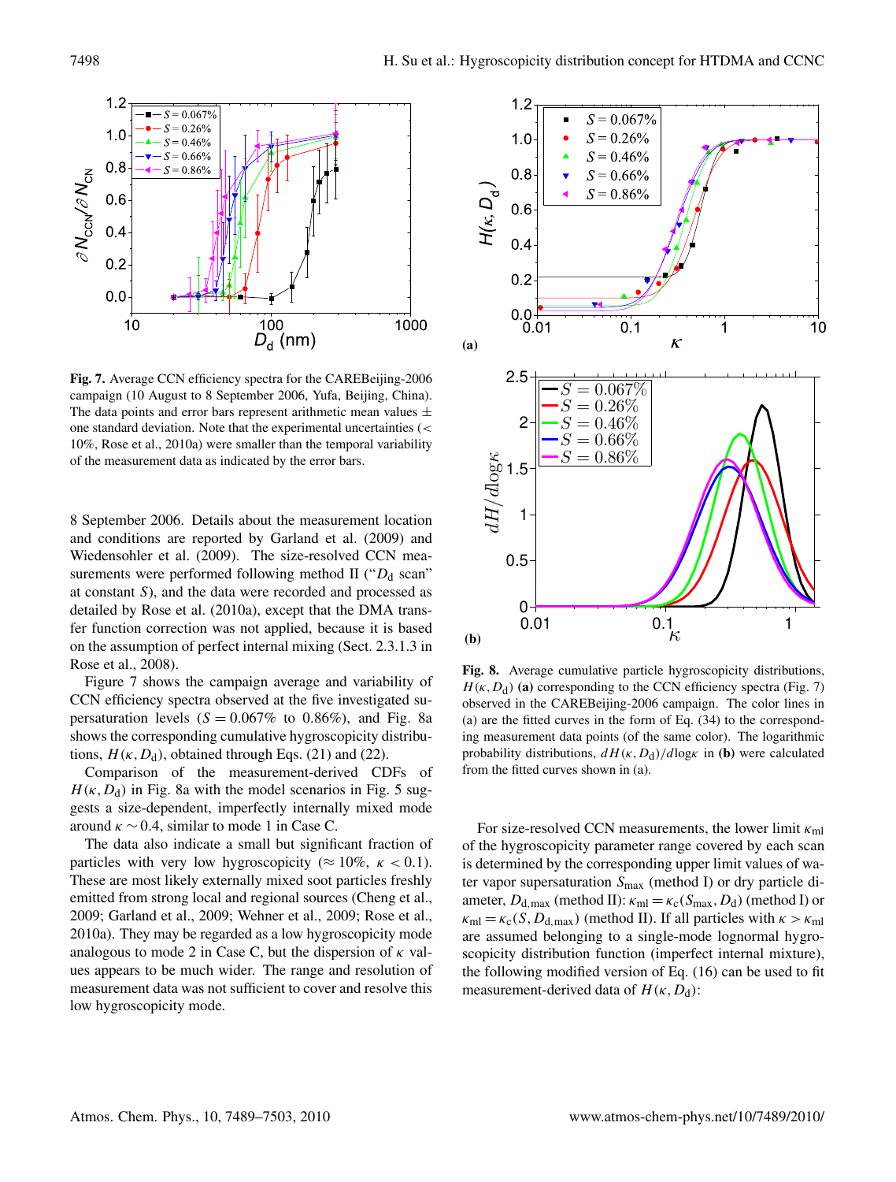**Fig. 7.** Average CCN efficiency spectra for the CAREBeijing-2006 campaign (10 August to 8 September 2006, Yufa, Beijing, China). The data points and error bars represent arithmetic mean values ± one standard deviation. Note that the experimental uncertainties (< 10%, Rose et al., 2010a) were smaller than the temporal variability of the measurement data as indicated by the error bars.

8 September 2006. Details about the measurement location and conditions are reported by Garland et al. (2009) and Wiedensohler et al. (2009). The size-resolved CCN measurements were performed following method II ("$D_d$ scan" at constant $S$), and the data were recorded and processed as detailed by Rose et al. (2010a), except that the DMA transfer function correction was not applied, because it is based on the assumption of perfect internal mixing (Sect. 2.3.1.3 in Rose et al., 2008).

Figure 7 shows the campaign average and variability of CCN efficiency spectra observed at the five investigated supersaturation levels ($S = 0.067\%$ to $0.86\%$), and Fig. 8a shows the corresponding cumulative hygroscopicity distributions, $H(\kappa, D_d)$, obtained through Eqs. (21) and (22).

Comparison of the measurement-derived CDFs of $H(\kappa, D_d)$ in Fig. 8a with the model scenarios in Fig. 5 suggests a size-dependent, imperfectly internally mixed mode around $\kappa \sim 0.4$, similar to mode 1 in Case C.

The data also indicate a small but significant fraction of particles with very low hygroscopicity ($\approx 10\%$, $\kappa < 0.1$). These are most likely externally mixed soot particles freshly emitted from strong local and regional sources (Cheng et al., 2009; Garland et al., 2009; Wehner et al., 2009; Rose et al., 2010a). They may be regarded as a low hygroscopicity mode analogous to mode 2 in Case C, but the dispersion of $\kappa$ values appears to be much wider. The range and resolution of measurement data was not sufficient to cover and resolve this low hygroscopicity mode.

**Fig. 8.** Average cumulative particle hygroscopicity distributions, $H(\kappa, D_d)$ **(a)** corresponding to the CCN efficiency spectra (Fig. 7) observed in the CAREBeijing-2006 campaign. The color lines in (a) are the fitted curves in the form of Eq. (34) to the corresponding measurement data points (of the same color). The logarithmic probability distributions, $dH(\kappa, D_d)/d\log\kappa$ in **(b)** were calculated from the fitted curves shown in (a).

For size-resolved CCN measurements, the lower limit $\kappa_{ml}$ of the hygroscopicity parameter range covered by each scan is determined by the corresponding upper limit values of water vapor supersaturation $S_{max}$ (method I) or dry particle diameter, $D_{d,max}$ (method II): $\kappa_{ml} = \kappa_c(S_{max}, D_d)$ (method I) or $\kappa_{ml} = \kappa_c(S, D_{d,max})$ (method II). If all particles with $\kappa > \kappa_{ml}$ are assumed belonging to a single-mode lognormal hygroscopicity distribution function (imperfect internal mixture), the following modified version of Eq. (16) can be used to fit measurement-derived data of $H(\kappa, D_d)$: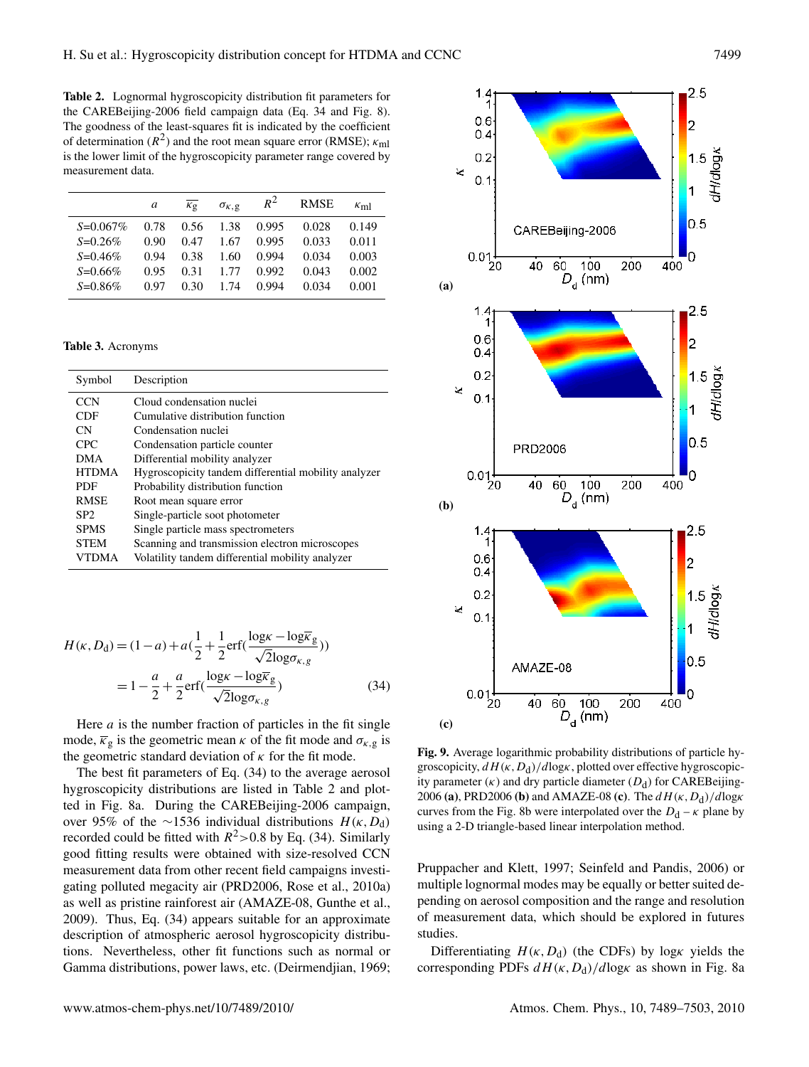**Table 2.** Lognormal hygroscopicity distribution fit parameters for the CAREBeijing-2006 field campaign data (Eq. 34 and Fig. 8). The goodness of the least-squares fit is indicated by the coefficient of determination ($R^2$) and the root mean square error (RMSE); $\kappa_{ml}$ is the lower limit of the hygroscopicity parameter range covered by measurement data.

| | $a$ | $\overline{\kappa_g}$ | $\sigma_{\kappa,g}$ | $R^2$ | RMSE | $\kappa_{ml}$ |
|---|---|---|---|---|---|---|
| $S$=0.067% | 0.78 | 0.56 | 1.38 | 0.995 | 0.028 | 0.149 |
| $S$=0.26% | 0.90 | 0.47 | 1.67 | 0.995 | 0.033 | 0.011 |
| $S$=0.46% | 0.94 | 0.38 | 1.60 | 0.994 | 0.034 | 0.003 |
| $S$=0.66% | 0.95 | 0.31 | 1.77 | 0.992 | 0.043 | 0.002 |
| $S$=0.86% | 0.97 | 0.30 | 1.74 | 0.994 | 0.034 | 0.001 |

**Table 3.** Acronyms

| Symbol | Description |
|---|---|
| CCN | Cloud condensation nuclei |
| CDF | Cumulative distribution function |
| CN | Condensation nuclei |
| CPC | Condensation particle counter |
| DMA | Differential mobility analyzer |
| HTDMA | Hygroscopicity tandem differential mobility analyzer |
| PDF | Probability distribution function |
| RMSE | Root mean square error |
| SP2 | Single-particle soot photometer |
| SPMS | Single particle mass spectrometers |
| STEM | Scanning and transmission electron microscopes |
| VTDMA | Volatility tandem differential mobility analyzer |

$$H(\kappa, D_d) = (1-a) + a\left(\frac{1}{2} + \frac{1}{2}\mathrm{erf}\left(\frac{\log\kappa - \log\overline{\kappa}_g}{\sqrt{2}\log\sigma_{\kappa,g}}\right)\right)$$
$$= 1 - \frac{a}{2} + \frac{a}{2}\mathrm{erf}\left(\frac{\log\kappa - \log\overline{\kappa}_g}{\sqrt{2}\log\sigma_{\kappa,g}}\right) \quad (34)$$

Here $a$ is the number fraction of particles in the fit single mode, $\overline{\kappa}_g$ is the geometric mean $\kappa$ of the fit mode and $\sigma_{\kappa,g}$ is the geometric standard deviation of $\kappa$ for the fit mode.

The best fit parameters of Eq. (34) to the average aerosol hygroscopicity distributions are listed in Table 2 and plotted in Fig. 8a. During the CAREBeijing-2006 campaign, over 95% of the ~1536 individual distributions $H(\kappa, D_d)$ recorded could be fitted with $R^2$>0.8 by Eq. (34). Similarly good fitting results were obtained with size-resolved CCN measurement data from other recent field campaigns investigating polluted megacity air (PRD2006, Rose et al., 2010a) as well as pristine rainforest air (AMAZE-08, Gunthe et al., 2009). Thus, Eq. (34) appears suitable for an approximate description of atmospheric aerosol hygroscopicity distributions. Nevertheless, other fit functions such as normal or Gamma distributions, power laws, etc. (Deirmendjian, 1969; Pruppacher and Klett, 1997; Seinfeld and Pandis, 2006) or multiple lognormal modes may be equally or better suited depending on aerosol composition and the range and resolution of measurement data, which should be explored in futures studies.

Differentiating $H(\kappa, D_d)$ (the CDFs) by $\log\kappa$ yields the corresponding PDFs $dH(\kappa, D_d)/d\log\kappa$ as shown in Fig. 8a

**Fig. 9.** Average logarithmic probability distributions of particle hygroscopicity, $dH(\kappa, D_d)/d\log\kappa$, plotted over effective hygroscopicity parameter ($\kappa$) and dry particle diameter ($D_d$) for CAREBeijing-2006 **(a)**, PRD2006 **(b)** and AMAZE-08 **(c)**. The $dH(\kappa, D_d)/d\log\kappa$ curves from the Fig. 8b were interpolated over the $D_d - \kappa$ plane by using a 2-D triangle-based linear interpolation method.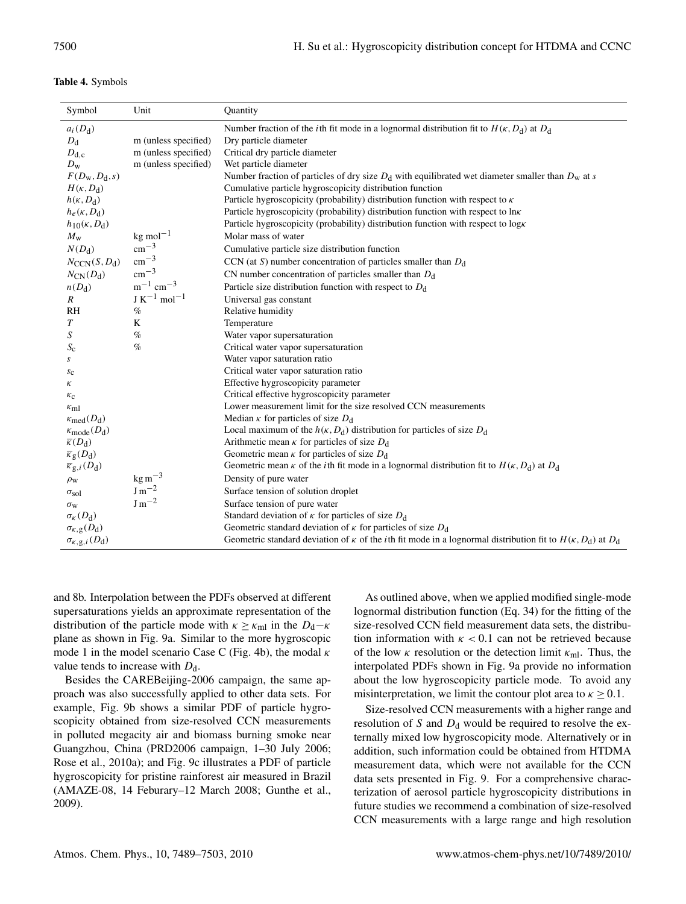**Table 4.** Symbols

| Symbol | Unit | Quantity |
|---|---|---|
| $a_i(D_d)$ | | Number fraction of the $i$th fit mode in a lognormal distribution fit to $H(\kappa, D_d)$ at $D_d$ |
| $D_d$ | m (unless specified) | Dry particle diameter |
| $D_{d,c}$ | m (unless specified) | Critical dry particle diameter |
| $D_w$ | m (unless specified) | Wet particle diameter |
| $F(D_w, D_d, s)$ | | Number fraction of particles of dry size $D_d$ with equilibrated wet diameter smaller than $D_w$ at $s$ |
| $H(\kappa, D_d)$ | | Cumulative particle hygroscopicity distribution function |
| $h(\kappa, D_d)$ | | Particle hygroscopicity (probability) distribution function with respect to $\kappa$ |
| $h_e(\kappa, D_d)$ | | Particle hygroscopicity (probability) distribution function with respect to $\ln\kappa$ |
| $h_{10}(\kappa, D_d)$ | | Particle hygroscopicity (probability) distribution function with respect to $\log\kappa$ |
| $M_w$ | $\mathrm{kg\ mol^{-1}}$ | Molar mass of water |
| $N(D_d)$ | $\mathrm{cm^{-3}}$ | Cumulative particle size distribution function |
| $N_{CCN}(S, D_d)$ | $\mathrm{cm^{-3}}$ | CCN (at $S$) number concentration of particles smaller than $D_d$ |
| $N_{CN}(D_d)$ | $\mathrm{cm^{-3}}$ | CN number concentration of particles smaller than $D_d$ |
| $n(D_d)$ | $\mathrm{m^{-1}\ cm^{-3}}$ | Particle size distribution function with respect to $D_d$ |
| $R$ | $\mathrm{J\ K^{-1}\ mol^{-1}}$ | Universal gas constant |
| RH | % | Relative humidity |
| $T$ | K | Temperature |
| $S$ | % | Water vapor supersaturation |
| $S_c$ | % | Critical water vapor supersaturation |
| $s$ | | Water vapor saturation ratio |
| $s_c$ | | Critical water vapor saturation ratio |
| $\kappa$ | | Effective hygroscopicity parameter |
| $\kappa_c$ | | Critical effective hygroscopicity parameter |
| $\kappa_{ml}$ | | Lower measurement limit for the size resolved CCN measurements |
| $\kappa_{med}(D_d)$ | | Median $\kappa$ for particles of size $D_d$ |
| $\kappa_{mode}(D_d)$ | | Local maximum of the $h(\kappa, D_d)$ distribution for particles of size $D_d$ |
| $\overline{\kappa}(D_d)$ | | Arithmetic mean $\kappa$ for particles of size $D_d$ |
| $\overline{\kappa}_g(D_d)$ | | Geometric mean $\kappa$ for particles of size $D_d$ |
| $\overline{\kappa}_{g,i}(D_d)$ | | Geometric mean $\kappa$ of the $i$th fit mode in a lognormal distribution fit to $H(\kappa, D_d)$ at $D_d$ |
| $\rho_w$ | $\mathrm{kg\ m^{-3}}$ | Density of pure water |
| $\sigma_{sol}$ | $\mathrm{J\ m^{-2}}$ | Surface tension of solution droplet |
| $\sigma_w$ | $\mathrm{J\ m^{-2}}$ | Surface tension of pure water |
| $\sigma_\kappa(D_d)$ | | Standard deviation of $\kappa$ for particles of size $D_d$ |
| $\sigma_{\kappa,g}(D_d)$ | | Geometric standard deviation of $\kappa$ for particles of size $D_d$ |
| $\sigma_{\kappa,g,i}(D_d)$ | | Geometric standard deviation of $\kappa$ of the $i$th fit mode in a lognormal distribution fit to $H(\kappa, D_d)$ at $D_d$ |

and 8b. Interpolation between the PDFs observed at different supersaturations yields an approximate representation of the distribution of the particle mode with $\kappa \geq \kappa_{ml}$ in the $D_d$–$\kappa$ plane as shown in Fig. 9a. Similar to the more hygroscopic mode 1 in the model scenario Case C (Fig. 4b), the modal $\kappa$ value tends to increase with $D_d$.

Besides the CAREBeijing-2006 campaign, the same approach was also successfully applied to other data sets. For example, Fig. 9b shows a similar PDF of particle hygroscopicity obtained from size-resolved CCN measurements in polluted megacity air and biomass burning smoke near Guangzhou, China (PRD2006 campaign, 1–30 July 2006; Rose et al., 2010a); and Fig. 9c illustrates a PDF of particle hygroscopicity for pristine rainforest air measured in Brazil (AMAZE-08, 14 Feburary–12 March 2008; Gunthe et al., 2009).

As outlined above, when we applied modified single-mode lognormal distribution function (Eq. 34) for the fitting of the size-resolved CCN field measurement data sets, the distribution information with $\kappa < 0.1$ can not be retrieved because of the low $\kappa$ resolution or the detection limit $\kappa_{ml}$. Thus, the interpolated PDFs shown in Fig. 9a provide no information about the low hygroscopicity particle mode. To avoid any misinterpretation, we limit the contour plot area to $\kappa \geq 0.1$.

Size-resolved CCN measurements with a higher range and resolution of $S$ and $D_d$ would be required to resolve the externally mixed low hygroscopicity mode. Alternatively or in addition, such information could be obtained from HTDMA measurement data, which were not available for the CCN data sets presented in Fig. 9. For a comprehensive characterization of aerosol particle hygroscopicity distributions in future studies we recommend a combination of size-resolved CCN measurements with a large range and high resolution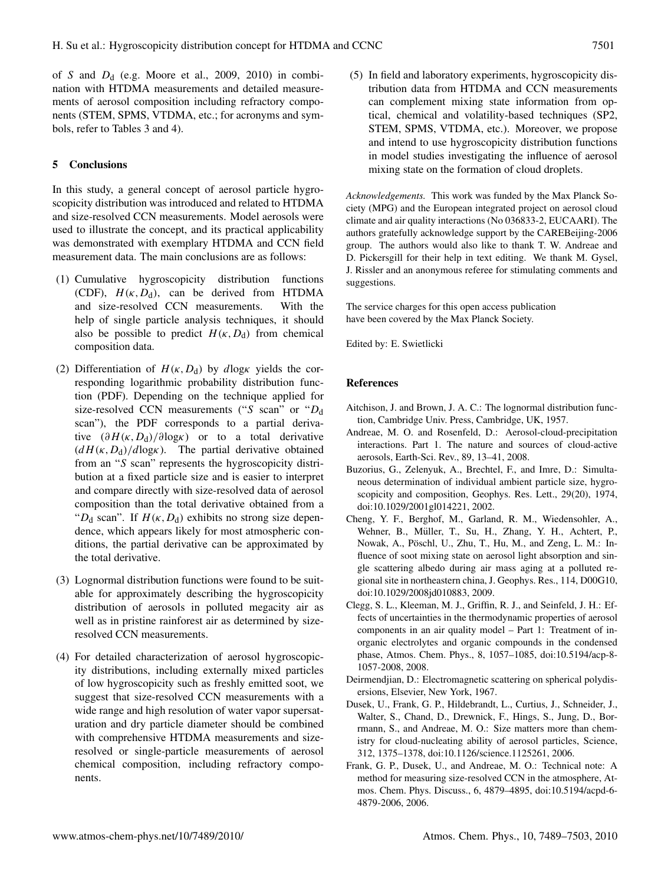of $S$ and $D_d$ (e.g. Moore et al., 2009, 2010) in combination with HTDMA measurements and detailed measurements of aerosol composition including refractory components (STEM, SPMS, VTDMA, etc.; for acronyms and symbols, refer to Tables 3 and 4).

## 5 Conclusions

In this study, a general concept of aerosol particle hygroscopicity distribution was introduced and related to HTDMA and size-resolved CCN measurements. Model aerosols were used to illustrate the concept, and its practical applicability was demonstrated with exemplary HTDMA and CCN field measurement data. The main conclusions are as follows:

(1) Cumulative hygroscopicity distribution functions (CDF), $H(\kappa, D_d)$, can be derived from HTDMA and size-resolved CCN measurements. With the help of single particle analysis techniques, it should also be possible to predict $H(\kappa, D_d)$ from chemical composition data.

(2) Differentiation of $H(\kappa, D_d)$ by $d\log\kappa$ yields the corresponding logarithmic probability distribution function (PDF). Depending on the technique applied for size-resolved CCN measurements ("$S$ scan" or "$D_d$ scan"), the PDF corresponds to a partial derivative $(\partial H(\kappa, D_d)/\partial\log\kappa)$ or to a total derivative $(dH(\kappa, D_d)/d\log\kappa)$. The partial derivative obtained from an "$S$ scan" represents the hygroscopicity distribution at a fixed particle size and is easier to interpret and compare directly with size-resolved data of aerosol composition than the total derivative obtained from a "$D_d$ scan". If $H(\kappa, D_d)$ exhibits no strong size dependence, which appears likely for most atmospheric conditions, the partial derivative can be approximated by the total derivative.

(3) Lognormal distribution functions were found to be suitable for approximately describing the hygroscopicity distribution of aerosols in polluted megacity air as well as in pristine rainforest air as determined by size-resolved CCN measurements.

(4) For detailed characterization of aerosol hygroscopicity distributions, including externally mixed particles of low hygroscopicity such as freshly emitted soot, we suggest that size-resolved CCN measurements with a wide range and high resolution of water vapor supersaturation and dry particle diameter should be combined with comprehensive HTDMA measurements and size-resolved or single-particle measurements of aerosol chemical composition, including refractory components.

(5) In field and laboratory experiments, hygroscopicity distribution data from HTDMA and CCN measurements can complement mixing state information from optical, chemical and volatility-based techniques (SP2, STEM, SPMS, VTDMA, etc.). Moreover, we propose and intend to use hygroscopicity distribution functions in model studies investigating the influence of aerosol mixing state on the formation of cloud droplets.

*Acknowledgements.* This work was funded by the Max Planck Society (MPG) and the European integrated project on aerosol cloud climate and air quality interactions (No 036833-2, EUCAARI). The authors gratefully acknowledge support by the CAREBeijing-2006 group. The authors would also like to thank T. W. Andreae and D. Pickersgill for their help in text editing. We thank M. Gysel, J. Rissler and an anonymous referee for stimulating comments and suggestions.

The service charges for this open access publication have been covered by the Max Planck Society.

Edited by: E. Swietlicki

## References

Aitchison, J. and Brown, J. A. C.: The lognormal distribution function, Cambridge Univ. Press, Cambridge, UK, 1957.

Andreae, M. O. and Rosenfeld, D.: Aerosol-cloud-precipitation interactions. Part 1. The nature and sources of cloud-active aerosols, Earth-Sci. Rev., 89, 13–41, 2008.

Buzorius, G., Zelenyuk, A., Brechtel, F., and Imre, D.: Simultaneous determination of individual ambient particle size, hygroscopicity and composition, Geophys. Res. Lett., 29(20), 1974, doi:10.1029/2001gl014221, 2002.

Cheng, Y. F., Berghof, M., Garland, R. M., Wiedensohler, A., Wehner, B., Müller, T., Su, H., Zhang, Y. H., Achtert, P., Nowak, A., Pöschl, U., Zhu, T., Hu, M., and Zeng, L. M.: Influence of soot mixing state on aerosol light absorption and single scattering albedo during air mass aging at a polluted regional site in northeastern china, J. Geophys. Res., 114, D00G10, doi:10.1029/2008jd010883, 2009.

Clegg, S. L., Kleeman, M. J., Griffin, R. J., and Seinfeld, J. H.: Effects of uncertainties in the thermodynamic properties of aerosol components in an air quality model – Part 1: Treatment of inorganic electrolytes and organic compounds in the condensed phase, Atmos. Chem. Phys., 8, 1057–1085, doi:10.5194/acp-8-1057-2008, 2008.

Deirmendjian, D.: Electromagnetic scattering on spherical polydispersions, Elsevier, New York, 1967.

Dusek, U., Frank, G. P., Hildebrandt, L., Curtius, J., Schneider, J., Walter, S., Chand, D., Drewnick, F., Hings, S., Jung, D., Borrmann, S., and Andreae, M. O.: Size matters more than chemistry for cloud-nucleating ability of aerosol particles, Science, 312, 1375–1378, doi:10.1126/science.1125261, 2006.

Frank, G. P., Dusek, U., and Andreae, M. O.: Technical note: A method for measuring size-resolved CCN in the atmosphere, Atmos. Chem. Phys. Discuss., 6, 4879–4895, doi:10.5194/acpd-6-4879-2006, 2006.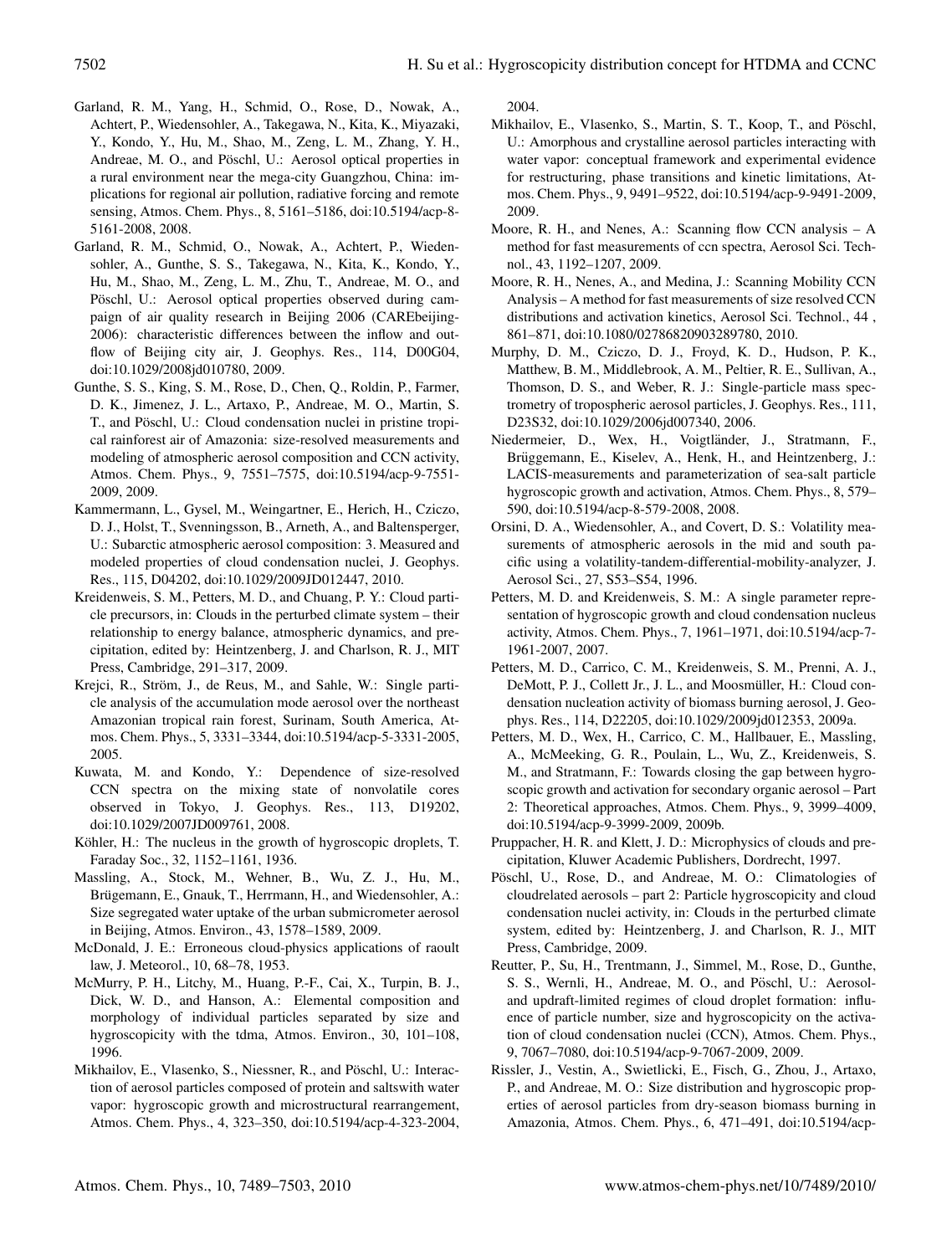Garland, R. M., Yang, H., Schmid, O., Rose, D., Nowak, A., Achtert, P., Wiedensohler, A., Takegawa, N., Kita, K., Miyazaki, Y., Kondo, Y., Hu, M., Shao, M., Zeng, L. M., Zhang, Y. H., Andreae, M. O., and Pöschl, U.: Aerosol optical properties in a rural environment near the mega-city Guangzhou, China: implications for regional air pollution, radiative forcing and remote sensing, Atmos. Chem. Phys., 8, 5161–5186, doi:10.5194/acp-8-5161-2008, 2008.

Garland, R. M., Schmid, O., Nowak, A., Achtert, P., Wiedensohler, A., Gunthe, S. S., Takegawa, N., Kita, K., Kondo, Y., Hu, M., Shao, M., Zeng, L. M., Zhu, T., Andreae, M. O., and Pöschl, U.: Aerosol optical properties observed during campaign of air quality research in Beijing 2006 (CAREbeijing-2006): characteristic differences between the inflow and outflow of Beijing city air, J. Geophys. Res., 114, D00G04, doi:10.1029/2008jd010780, 2009.

Gunthe, S. S., King, S. M., Rose, D., Chen, Q., Roldin, P., Farmer, D. K., Jimenez, J. L., Artaxo, P., Andreae, M. O., Martin, S. T., and Pöschl, U.: Cloud condensation nuclei in pristine tropical rainforest air of Amazonia: size-resolved measurements and modeling of atmospheric aerosol composition and CCN activity, Atmos. Chem. Phys., 9, 7551–7575, doi:10.5194/acp-9-7551-2009, 2009.

Kammermann, L., Gysel, M., Weingartner, E., Herich, H., Cziczo, D. J., Holst, T., Svenningsson, B., Arneth, A., and Baltensperger, U.: Subarctic atmospheric aerosol composition: 3. Measured and modeled properties of cloud condensation nuclei, J. Geophys. Res., 115, D04202, doi:10.1029/2009JD012447, 2010.

Kreidenweis, S. M., Petters, M. D., and Chuang, P. Y.: Cloud particle precursors, in: Clouds in the perturbed climate system – their relationship to energy balance, atmospheric dynamics, and precipitation, edited by: Heintzenberg, J. and Charlson, R. J., MIT Press, Cambridge, 291–317, 2009.

Krejci, R., Ström, J., de Reus, M., and Sahle, W.: Single particle analysis of the accumulation mode aerosol over the northeast Amazonian tropical rain forest, Surinam, South America, Atmos. Chem. Phys., 5, 3331–3344, doi:10.5194/acp-5-3331-2005, 2005.

Kuwata, M. and Kondo, Y.: Dependence of size-resolved CCN spectra on the mixing state of nonvolatile cores observed in Tokyo, J. Geophys. Res., 113, D19202, doi:10.1029/2007JD009761, 2008.

Köhler, H.: The nucleus in the growth of hygroscopic droplets, T. Faraday Soc., 32, 1152–1161, 1936.

Massling, A., Stock, M., Wehner, B., Wu, Z. J., Hu, M., Brügemann, E., Gnauk, T., Herrmann, H., and Wiedensohler, A.: Size segregated water uptake of the urban submicrometer aerosol in Beijing, Atmos. Environ., 43, 1578–1589, 2009.

McDonald, J. E.: Erroneous cloud-physics applications of raoult law, J. Meteorol., 10, 68–78, 1953.

McMurry, P. H., Litchy, M., Huang, P.-F., Cai, X., Turpin, B. J., Dick, W. D., and Hanson, A.: Elemental composition and morphology of individual particles separated by size and hygroscopicity with the tdma, Atmos. Environ., 30, 101–108, 1996.

Mikhailov, E., Vlasenko, S., Niessner, R., and Pöschl, U.: Interaction of aerosol particles composed of protein and saltswith water vapor: hygroscopic growth and microstructural rearrangement, Atmos. Chem. Phys., 4, 323–350, doi:10.5194/acp-4-323-2004, 2004.

Mikhailov, E., Vlasenko, S., Martin, S. T., Koop, T., and Pöschl, U.: Amorphous and crystalline aerosol particles interacting with water vapor: conceptual framework and experimental evidence for restructuring, phase transitions and kinetic limitations, Atmos. Chem. Phys., 9, 9491–9522, doi:10.5194/acp-9-9491-2009, 2009.

Moore, R. H., and Nenes, A.: Scanning flow CCN analysis – A method for fast measurements of ccn spectra, Aerosol Sci. Technol., 43, 1192–1207, 2009.

Moore, R. H., Nenes, A., and Medina, J.: Scanning Mobility CCN Analysis – A method for fast measurements of size resolved CCN distributions and activation kinetics, Aerosol Sci. Technol., 44 , 861–871, doi:10.1080/02786820903289780, 2010.

Murphy, D. M., Cziczo, D. J., Froyd, K. D., Hudson, P. K., Matthew, B. M., Middlebrook, A. M., Peltier, R. E., Sullivan, A., Thomson, D. S., and Weber, R. J.: Single-particle mass spectrometry of tropospheric aerosol particles, J. Geophys. Res., 111, D23S32, doi:10.1029/2006jd007340, 2006.

Niedermeier, D., Wex, H., Voigtländer, J., Stratmann, F., Brüggemann, E., Kiselev, A., Henk, H., and Heintzenberg, J.: LACIS-measurements and parameterization of sea-salt particle hygroscopic growth and activation, Atmos. Chem. Phys., 8, 579–590, doi:10.5194/acp-8-579-2008, 2008.

Orsini, D. A., Wiedensohler, A., and Covert, D. S.: Volatility measurements of atmospheric aerosols in the mid and south pacific using a volatility-tandem-differential-mobility-analyzer, J. Aerosol Sci., 27, S53–S54, 1996.

Petters, M. D. and Kreidenweis, S. M.: A single parameter representation of hygroscopic growth and cloud condensation nucleus activity, Atmos. Chem. Phys., 7, 1961–1971, doi:10.5194/acp-7-1961-2007, 2007.

Petters, M. D., Carrico, C. M., Kreidenweis, S. M., Prenni, A. J., DeMott, P. J., Collett Jr., J. L., and Moosmüller, H.: Cloud condensation nucleation activity of biomass burning aerosol, J. Geophys. Res., 114, D22205, doi:10.1029/2009jd012353, 2009a.

Petters, M. D., Wex, H., Carrico, C. M., Hallbauer, E., Massling, A., McMeeking, G. R., Poulain, L., Wu, Z., Kreidenweis, S. M., and Stratmann, F.: Towards closing the gap between hygroscopic growth and activation for secondary organic aerosol – Part 2: Theoretical approaches, Atmos. Chem. Phys., 9, 3999–4009, doi:10.5194/acp-9-3999-2009, 2009b.

Pruppacher, H. R. and Klett, J. D.: Microphysics of clouds and precipitation, Kluwer Academic Publishers, Dordrecht, 1997.

Pöschl, U., Rose, D., and Andreae, M. O.: Climatologies of cloudrelated aerosols – part 2: Particle hygroscopicity and cloud condensation nuclei activity, in: Clouds in the perturbed climate system, edited by: Heintzenberg, J. and Charlson, R. J., MIT Press, Cambridge, 2009.

Reutter, P., Su, H., Trentmann, J., Simmel, M., Rose, D., Gunthe, S. S., Wernli, H., Andreae, M. O., and Pöschl, U.: Aerosol- and updraft-limited regimes of cloud droplet formation: influence of particle number, size and hygroscopicity on the activation of cloud condensation nuclei (CCN), Atmos. Chem. Phys., 9, 7067–7080, doi:10.5194/acp-9-7067-2009, 2009.

Rissler, J., Vestin, A., Swietlicki, E., Fisch, G., Zhou, J., Artaxo, P., and Andreae, M. O.: Size distribution and hygroscopic properties of aerosol particles from dry-season biomass burning in Amazonia, Atmos. Chem. Phys., 6, 471–491, doi:10.5194/acp-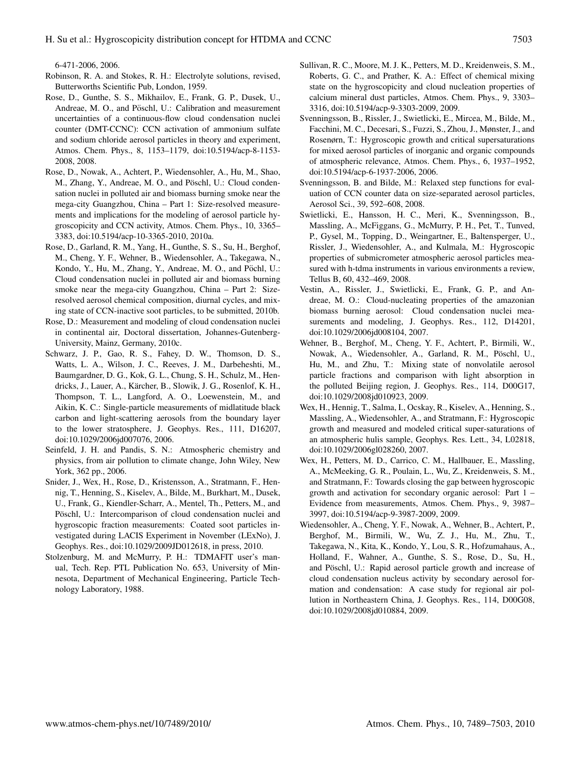6-471-2006, 2006.

Robinson, R. A. and Stokes, R. H.: Electrolyte solutions, revised, Butterworths Scientific Pub, London, 1959.

Rose, D., Gunthe, S. S., Mikhailov, E., Frank, G. P., Dusek, U., Andreae, M. O., and Pöschl, U.: Calibration and measurement uncertainties of a continuous-flow cloud condensation nuclei counter (DMT-CCNC): CCN activation of ammonium sulfate and sodium chloride aerosol particles in theory and experiment, Atmos. Chem. Phys., 8, 1153–1179, doi:10.5194/acp-8-1153-2008, 2008.

Rose, D., Nowak, A., Achtert, P., Wiedensohler, A., Hu, M., Shao, M., Zhang, Y., Andreae, M. O., and Pöschl, U.: Cloud condensation nuclei in polluted air and biomass burning smoke near the mega-city Guangzhou, China – Part 1: Size-resolved measurements and implications for the modeling of aerosol particle hygroscopicity and CCN activity, Atmos. Chem. Phys., 10, 3365–3383, doi:10.5194/acp-10-3365-2010, 2010a.

Rose, D., Garland, R. M., Yang, H., Gunthe, S. S., Su, H., Berghof, M., Cheng, Y. F., Wehner, B., Wiedensohler, A., Takegawa, N., Kondo, Y., Hu, M., Zhang, Y., Andreae, M. O., and Pöchl, U.: Cloud condensation nuclei in polluted air and biomass burning smoke near the mega-city Guangzhou, China – Part 2: Size-resolved aerosol chemical composition, diurnal cycles, and mixing state of CCN-inactive soot particles, to be submitted, 2010b.

Rose, D.: Measurement and modeling of cloud condensation nuclei in continental air, Doctoral dissertation, Johannes-Gutenberg-University, Mainz, Germany, 2010c.

Schwarz, J. P., Gao, R. S., Fahey, D. W., Thomson, D. S., Watts, L. A., Wilson, J. C., Reeves, J. M., Darbeheshti, M., Baumgardner, D. G., Kok, G. L., Chung, S. H., Schulz, M., Hendricks, J., Lauer, A., Kärcher, B., Slowik, J. G., Rosenlof, K. H., Thompson, T. L., Langford, A. O., Loewenstein, M., and Aikin, K. C.: Single-particle measurements of midlatitude black carbon and light-scattering aerosols from the boundary layer to the lower stratosphere, J. Geophys. Res., 111, D16207, doi:10.1029/2006jd007076, 2006.

Seinfeld, J. H. and Pandis, S. N.: Atmospheric chemistry and physics, from air pollution to climate change, John Wiley, New York, 362 pp., 2006.

Snider, J., Wex, H., Rose, D., Kristensson, A., Stratmann, F., Hennig, T., Henning, S., Kiselev, A., Bilde, M., Burkhart, M., Dusek, U., Frank, G., Kiendler-Scharr, A., Mentel, Th., Petters, M., and Pöschl, U.: Intercomparison of cloud condensation nuclei and hygroscopic fraction measurements: Coated soot particles investigated during LACIS Experiment in November (LExNo), J. Geophys. Res., doi:10.1029/2009JD012618, in press, 2010.

Stolzenburg, M. and McMurry, P. H.: TDMAFIT user's manual, Tech. Rep. PTL Publication No. 653, University of Minnesota, Department of Mechanical Engineering, Particle Technology Laboratory, 1988.

Sullivan, R. C., Moore, M. J. K., Petters, M. D., Kreidenweis, S. M., Roberts, G. C., and Prather, K. A.: Effect of chemical mixing state on the hygroscopicity and cloud nucleation properties of calcium mineral dust particles, Atmos. Chem. Phys., 9, 3303–3316, doi:10.5194/acp-9-3303-2009, 2009.

Svenningsson, B., Rissler, J., Swietlicki, E., Mircea, M., Bilde, M., Facchini, M. C., Decesari, S., Fuzzi, S., Zhou, J., Mønster, J., and Rosenørn, T.: Hygroscopic growth and critical supersaturations for mixed aerosol particles of inorganic and organic compounds of atmospheric relevance, Atmos. Chem. Phys., 6, 1937–1952, doi:10.5194/acp-6-1937-2006, 2006.

Svenningsson, B. and Bilde, M.: Relaxed step functions for evaluation of CCN counter data on size-separated aerosol particles, Aerosol Sci., 39, 592–608, 2008.

Swietlicki, E., Hansson, H. C., Meri, K., Svenningsson, B., Massling, A., McFiggans, G., McMurry, P. H., Pet, T., Tunved, P., Gysel, M., Topping, D., Weingartner, E., Baltensperger, U., Rissler, J., Wiedensohler, A., and Kulmala, M.: Hygroscopic properties of submicrometer atmospheric aerosol particles measured with h-tdma instruments in various environments a review, Tellus B, 60, 432–469, 2008.

Vestin, A., Rissler, J., Swietlicki, E., Frank, G. P., and Andreae, M. O.: Cloud-nucleating properties of the amazonian biomass burning aerosol: Cloud condensation nuclei measurements and modeling, J. Geophys. Res., 112, D14201, doi:10.1029/2006jd008104, 2007.

Wehner, B., Berghof, M., Cheng, Y. F., Achtert, P., Birmili, W., Nowak, A., Wiedensohler, A., Garland, R. M., Pöschl, U., Hu, M., and Zhu, T.: Mixing state of nonvolatile aerosol particle fractions and comparison with light absorption in the polluted Beijing region, J. Geophys. Res., 114, D00G17, doi:10.1029/2008jd010923, 2009.

Wex, H., Hennig, T., Salma, I., Ocskay, R., Kiselev, A., Henning, S., Massling, A., Wiedensohler, A., and Stratmann, F.: Hygroscopic growth and measured and modeled critical super-saturations of an atmospheric hulis sample, Geophys. Res. Lett., 34, L02818, doi:10.1029/2006gl028260, 2007.

Wex, H., Petters, M. D., Carrico, C. M., Hallbauer, E., Massling, A., McMeeking, G. R., Poulain, L., Wu, Z., Kreidenweis, S. M., and Stratmann, F.: Towards closing the gap between hygroscopic growth and activation for secondary organic aerosol: Part 1 – Evidence from measurements, Atmos. Chem. Phys., 9, 3987–3997, doi:10.5194/acp-9-3987-2009, 2009.

Wiedensohler, A., Cheng, Y. F., Nowak, A., Wehner, B., Achtert, P., Berghof, M., Birmili, W., Wu, Z. J., Hu, M., Zhu, T., Takegawa, N., Kita, K., Kondo, Y., Lou, S. R., Hofzumahaus, A., Holland, F., Wahner, A., Gunthe, S. S., Rose, D., Su, H., and Pöschl, U.: Rapid aerosol particle growth and increase of cloud condensation nucleus activity by secondary aerosol formation and condensation: A case study for regional air pollution in Northeastern China, J. Geophys. Res., 114, D00G08, doi:10.1029/2008jd010884, 2009.